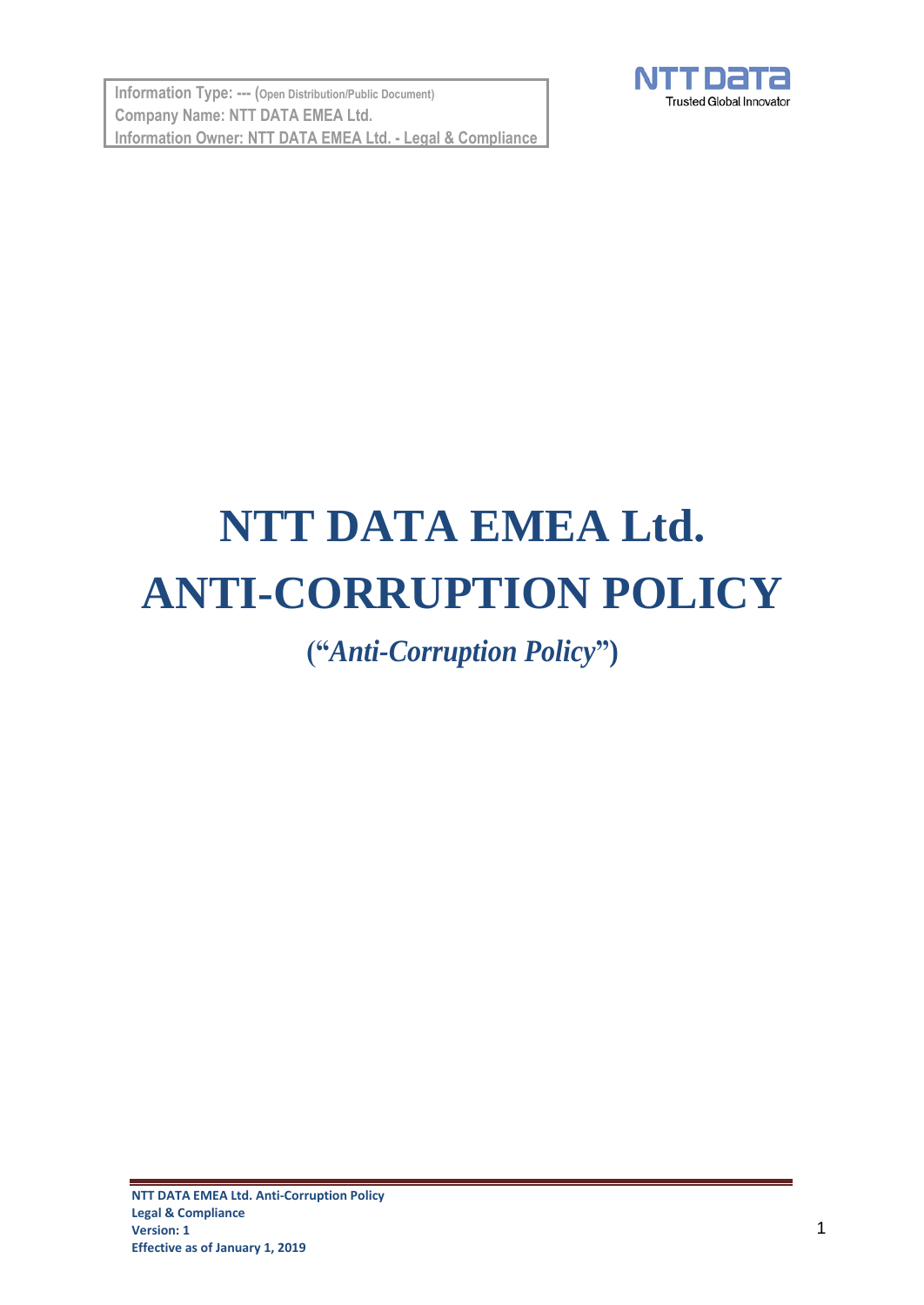Information Type: --- (Open Distribution/Public Document)
Company Name: NTT DATA EMEA Ltd.
Information Owner: NTT DATA EMEA Ltd. - Legal & Compliance

# NTT DATA EMEA Ltd. ANTI-CORRUPTION POLICY

**("*Anti-Corruption Policy*")**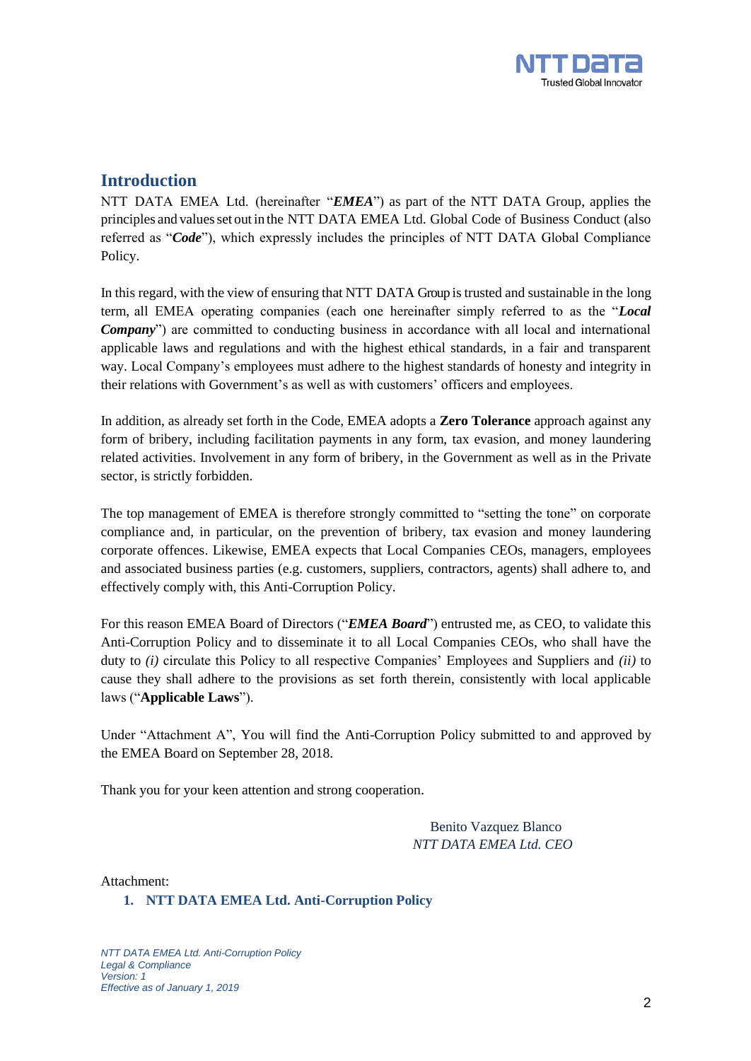## Introduction

NTT DATA EMEA Ltd. (hereinafter "***EMEA***") as part of the NTT DATA Group, applies the principles and values set out in the NTT DATA EMEA Ltd. Global Code of Business Conduct (also referred as "***Code***"), which expressly includes the principles of NTT DATA Global Compliance Policy.

In this regard, with the view of ensuring that NTT DATA Group is trusted and sustainable in the long term, all EMEA operating companies (each one hereinafter simply referred to as the "***Local Company***") are committed to conducting business in accordance with all local and international applicable laws and regulations and with the highest ethical standards, in a fair and transparent way. Local Company's employees must adhere to the highest standards of honesty and integrity in their relations with Government's as well as with customers' officers and employees.

In addition, as already set forth in the Code, EMEA adopts a **Zero Tolerance** approach against any form of bribery, including facilitation payments in any form, tax evasion, and money laundering related activities. Involvement in any form of bribery, in the Government as well as in the Private sector, is strictly forbidden.

The top management of EMEA is therefore strongly committed to "setting the tone" on corporate compliance and, in particular, on the prevention of bribery, tax evasion and money laundering corporate offences. Likewise, EMEA expects that Local Companies CEOs, managers, employees and associated business parties (e.g. customers, suppliers, contractors, agents) shall adhere to, and effectively comply with, this Anti-Corruption Policy.

For this reason EMEA Board of Directors ("***EMEA Board***") entrusted me, as CEO, to validate this Anti-Corruption Policy and to disseminate it to all Local Companies CEOs, who shall have the duty to *(i)* circulate this Policy to all respective Companies' Employees and Suppliers and *(ii)* to cause they shall adhere to the provisions as set forth therein, consistently with local applicable laws ("**Applicable Laws**").

Under "Attachment A", You will find the Anti-Corruption Policy submitted to and approved by the EMEA Board on September 28, 2018.

Thank you for your keen attention and strong cooperation.

Benito Vazquez Blanco
*NTT DATA EMEA Ltd. CEO*

Attachment:

1. **NTT DATA EMEA Ltd. Anti-Corruption Policy**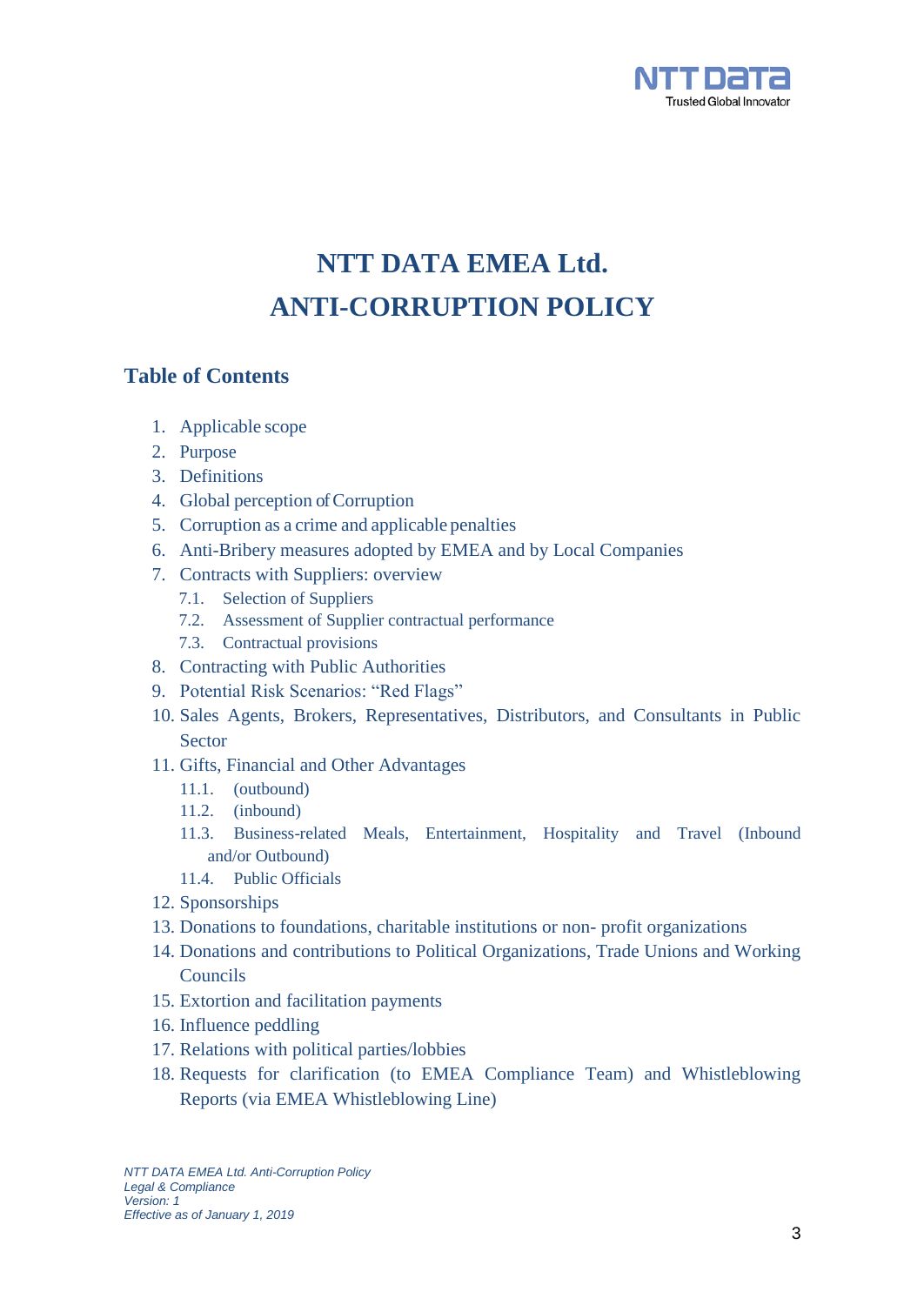# NTT DATA EMEA Ltd.
# ANTI-CORRUPTION POLICY

## Table of Contents

1. Applicable scope
2. Purpose
3. Definitions
4. Global perception of Corruption
5. Corruption as a crime and applicable penalties
6. Anti-Bribery measures adopted by EMEA and by Local Companies
7. Contracts with Suppliers: overview
   - 7.1. Selection of Suppliers
   - 7.2. Assessment of Supplier contractual performance
   - 7.3. Contractual provisions
8. Contracting with Public Authorities
9. Potential Risk Scenarios: "Red Flags"
10. Sales Agents, Brokers, Representatives, Distributors, and Consultants in Public Sector
11. Gifts, Financial and Other Advantages
   - 11.1. (outbound)
   - 11.2. (inbound)
   - 11.3. Business-related Meals, Entertainment, Hospitality and Travel (Inbound and/or Outbound)
   - 11.4. Public Officials
12. Sponsorships
13. Donations to foundations, charitable institutions or non- profit organizations
14. Donations and contributions to Political Organizations, Trade Unions and Working Councils
15. Extortion and facilitation payments
16. Influence peddling
17. Relations with political parties/lobbies
18. Requests for clarification (to EMEA Compliance Team) and Whistleblowing Reports (via EMEA Whistleblowing Line)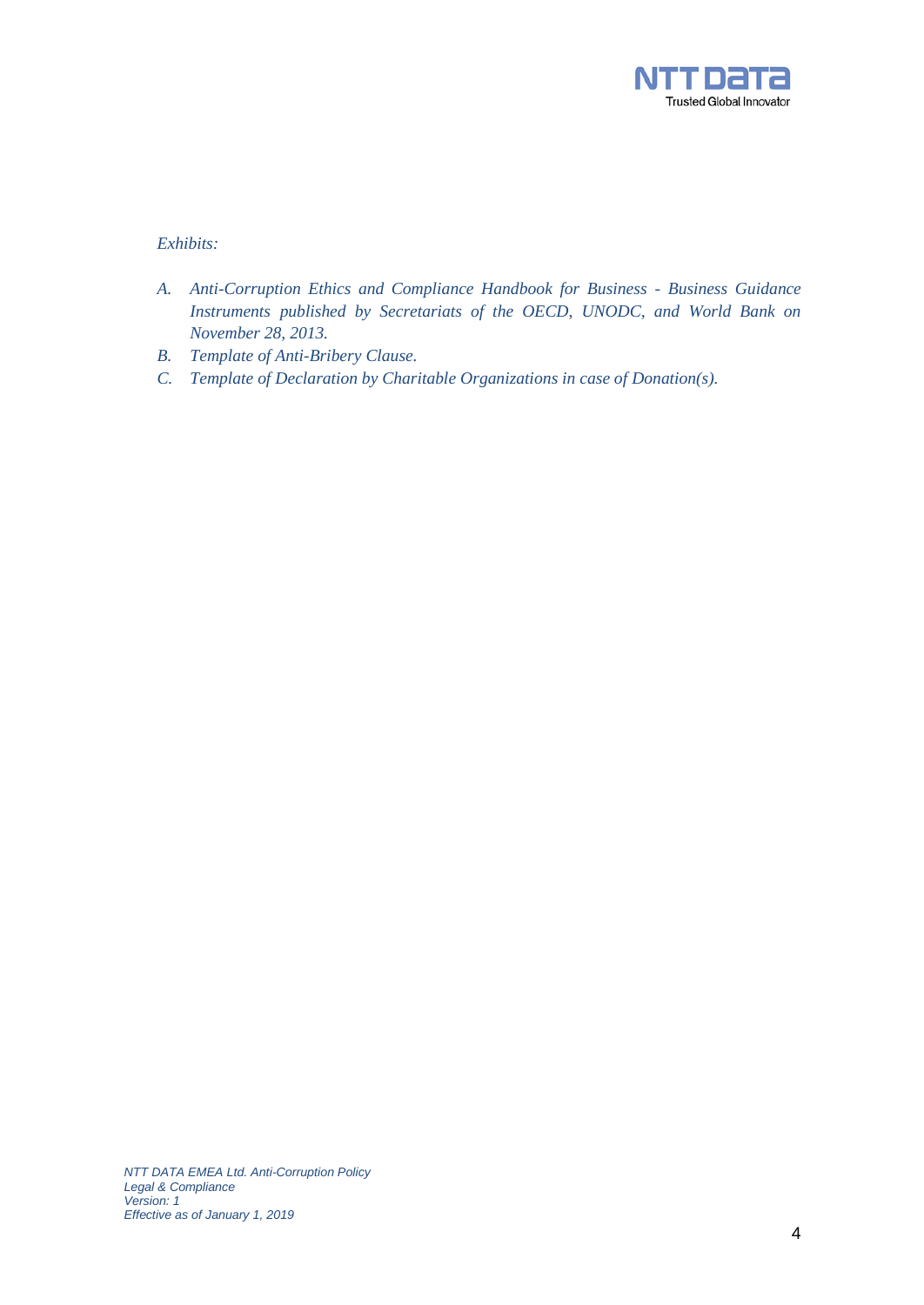*Exhibits:*

A. *Anti-Corruption Ethics and Compliance Handbook for Business - Business Guidance Instruments published by Secretariats of the OECD, UNODC, and World Bank on November 28, 2013.*
B. *Template of Anti-Bribery Clause.*
C. *Template of Declaration by Charitable Organizations in case of Donation(s).*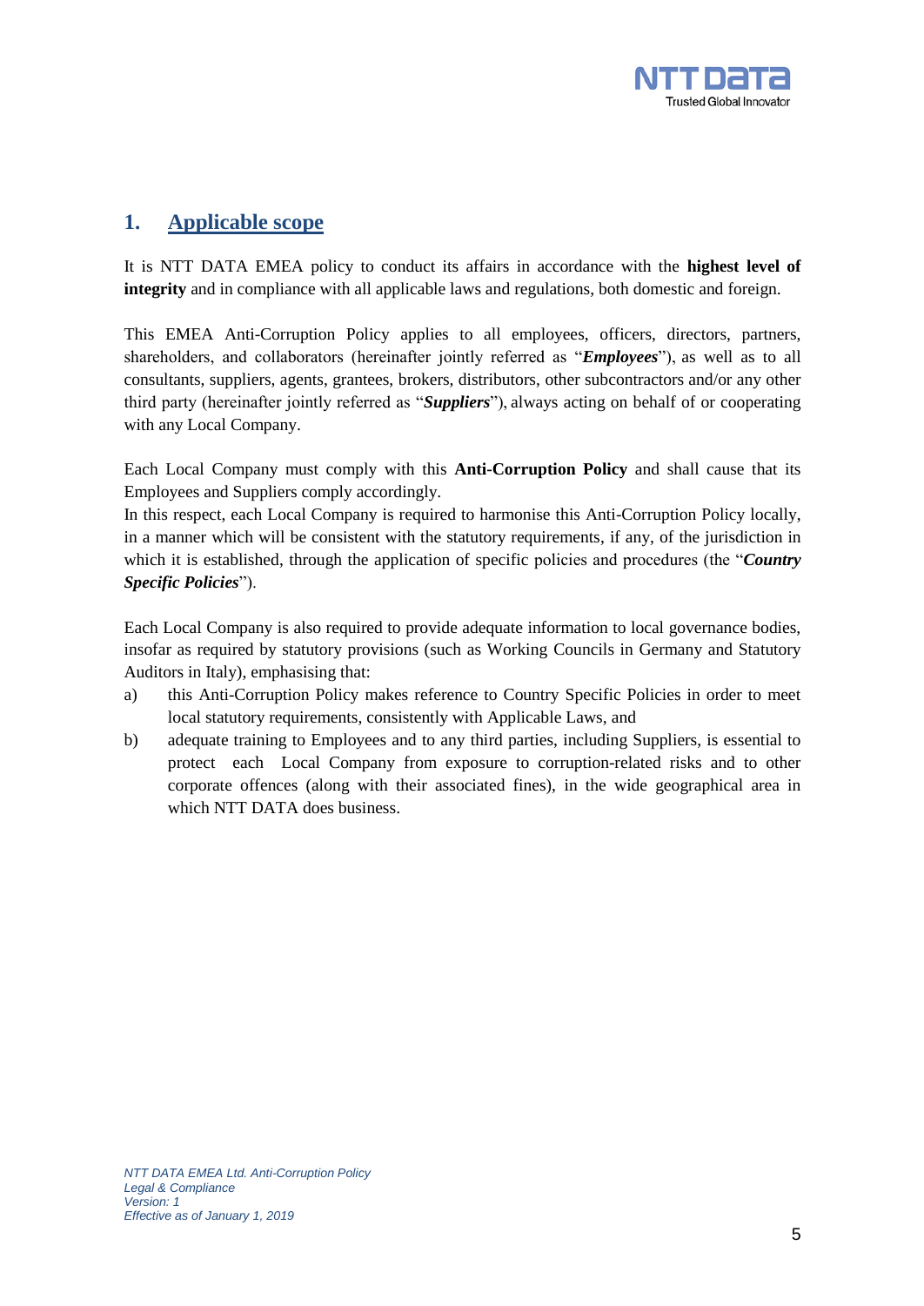## 1. Applicable scope

It is NTT DATA EMEA policy to conduct its affairs in accordance with the **highest level of integrity** and in compliance with all applicable laws and regulations, both domestic and foreign.

This EMEA Anti-Corruption Policy applies to all employees, officers, directors, partners, shareholders, and collaborators (hereinafter jointly referred as "***Employees***"), as well as to all consultants, suppliers, agents, grantees, brokers, distributors, other subcontractors and/or any other third party (hereinafter jointly referred as "***Suppliers***"), always acting on behalf of or cooperating with any Local Company.

Each Local Company must comply with this **Anti-Corruption Policy** and shall cause that its Employees and Suppliers comply accordingly.
In this respect, each Local Company is required to harmonise this Anti-Corruption Policy locally, in a manner which will be consistent with the statutory requirements, if any, of the jurisdiction in which it is established, through the application of specific policies and procedures (the "***Country Specific Policies***").

Each Local Company is also required to provide adequate information to local governance bodies, insofar as required by statutory provisions (such as Working Councils in Germany and Statutory Auditors in Italy), emphasising that:

a) this Anti-Corruption Policy makes reference to Country Specific Policies in order to meet local statutory requirements, consistently with Applicable Laws, and
b) adequate training to Employees and to any third parties, including Suppliers, is essential to protect each Local Company from exposure to corruption-related risks and to other corporate offences (along with their associated fines), in the wide geographical area in which NTT DATA does business.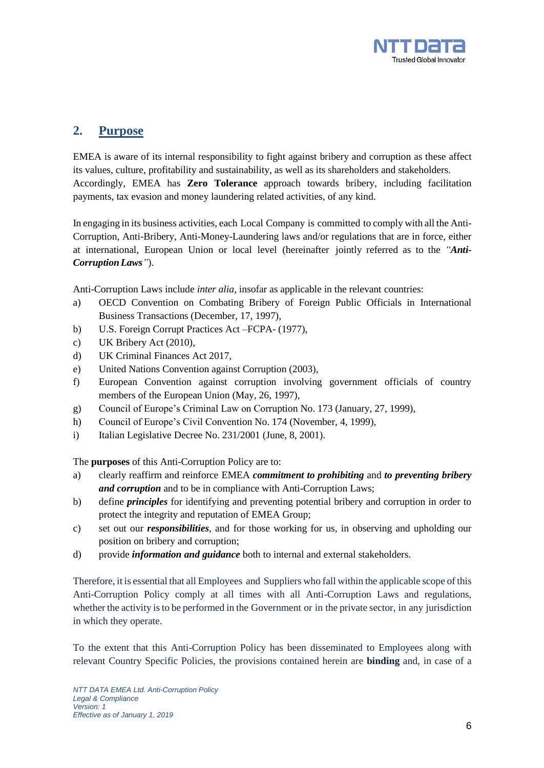## 2. Purpose

EMEA is aware of its internal responsibility to fight against bribery and corruption as these affect its values, culture, profitability and sustainability, as well as its shareholders and stakeholders. Accordingly, EMEA has **Zero Tolerance** approach towards bribery, including facilitation payments, tax evasion and money laundering related activities, of any kind.

In engaging in its business activities, each Local Company is committed to comply with all the Anti-Corruption, Anti-Bribery, Anti-Money-Laundering laws and/or regulations that are in force, either at international, European Union or local level (hereinafter jointly referred as to the *"**Anti-Corruption Laws**"*).

Anti-Corruption Laws include *inter alia*, insofar as applicable in the relevant countries:

a) OECD Convention on Combating Bribery of Foreign Public Officials in International Business Transactions (December, 17, 1997),
b) U.S. Foreign Corrupt Practices Act –FCPA- (1977),
c) UK Bribery Act (2010),
d) UK Criminal Finances Act 2017,
e) United Nations Convention against Corruption (2003),
f) European Convention against corruption involving government officials of country members of the European Union (May, 26, 1997),
g) Council of Europe's Criminal Law on Corruption No. 173 (January, 27, 1999),
h) Council of Europe's Civil Convention No. 174 (November, 4, 1999),
i) Italian Legislative Decree No. 231/2001 (June, 8, 2001).

The **purposes** of this Anti-Corruption Policy are to:

a) clearly reaffirm and reinforce EMEA ***commitment to prohibiting*** and ***to preventing bribery and corruption*** and to be in compliance with Anti-Corruption Laws;
b) define ***principles*** for identifying and preventing potential bribery and corruption in order to protect the integrity and reputation of EMEA Group;
c) set out our ***responsibilities***, and for those working for us, in observing and upholding our position on bribery and corruption;
d) provide ***information and guidance*** both to internal and external stakeholders.

Therefore, it is essential that all Employees and Suppliers who fall within the applicable scope of this Anti-Corruption Policy comply at all times with all Anti-Corruption Laws and regulations, whether the activity is to be performed in the Government or in the private sector, in any jurisdiction in which they operate.

To the extent that this Anti-Corruption Policy has been disseminated to Employees along with relevant Country Specific Policies, the provisions contained herein are **binding** and, in case of a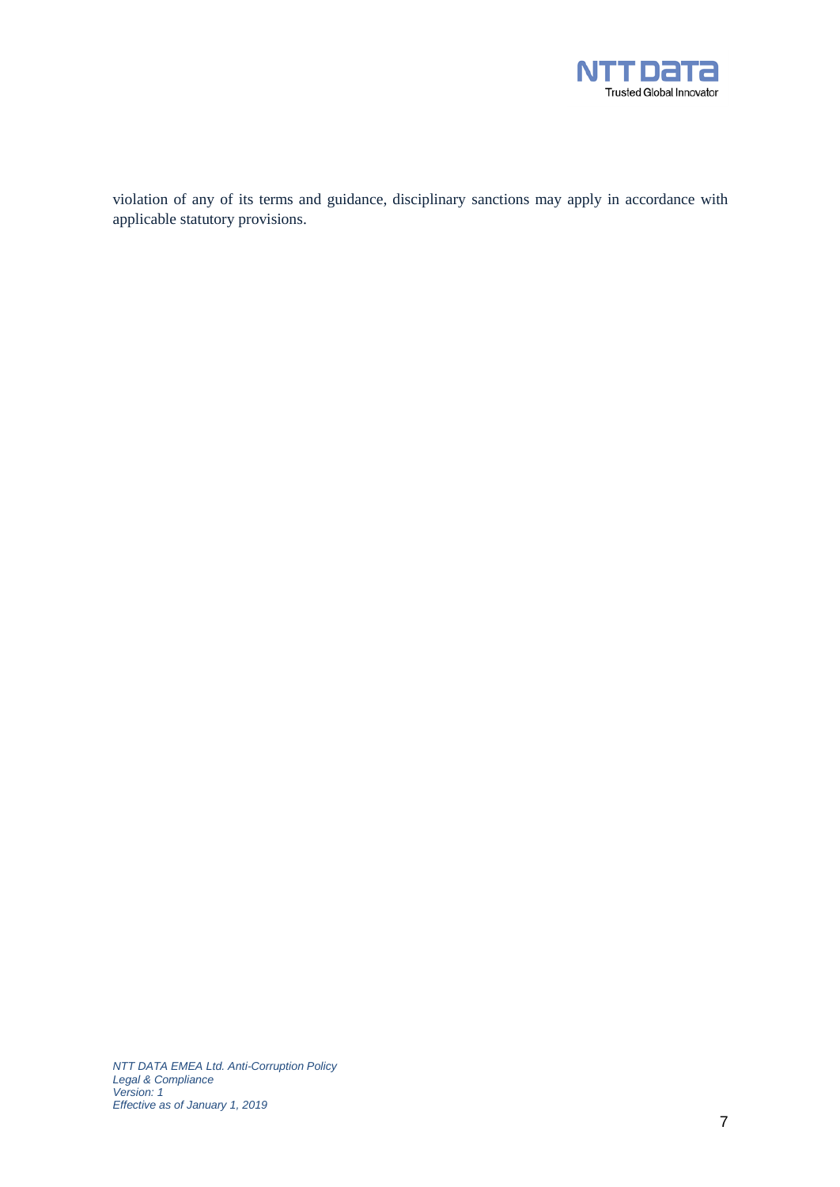violation of any of its terms and guidance, disciplinary sanctions may apply in accordance with applicable statutory provisions.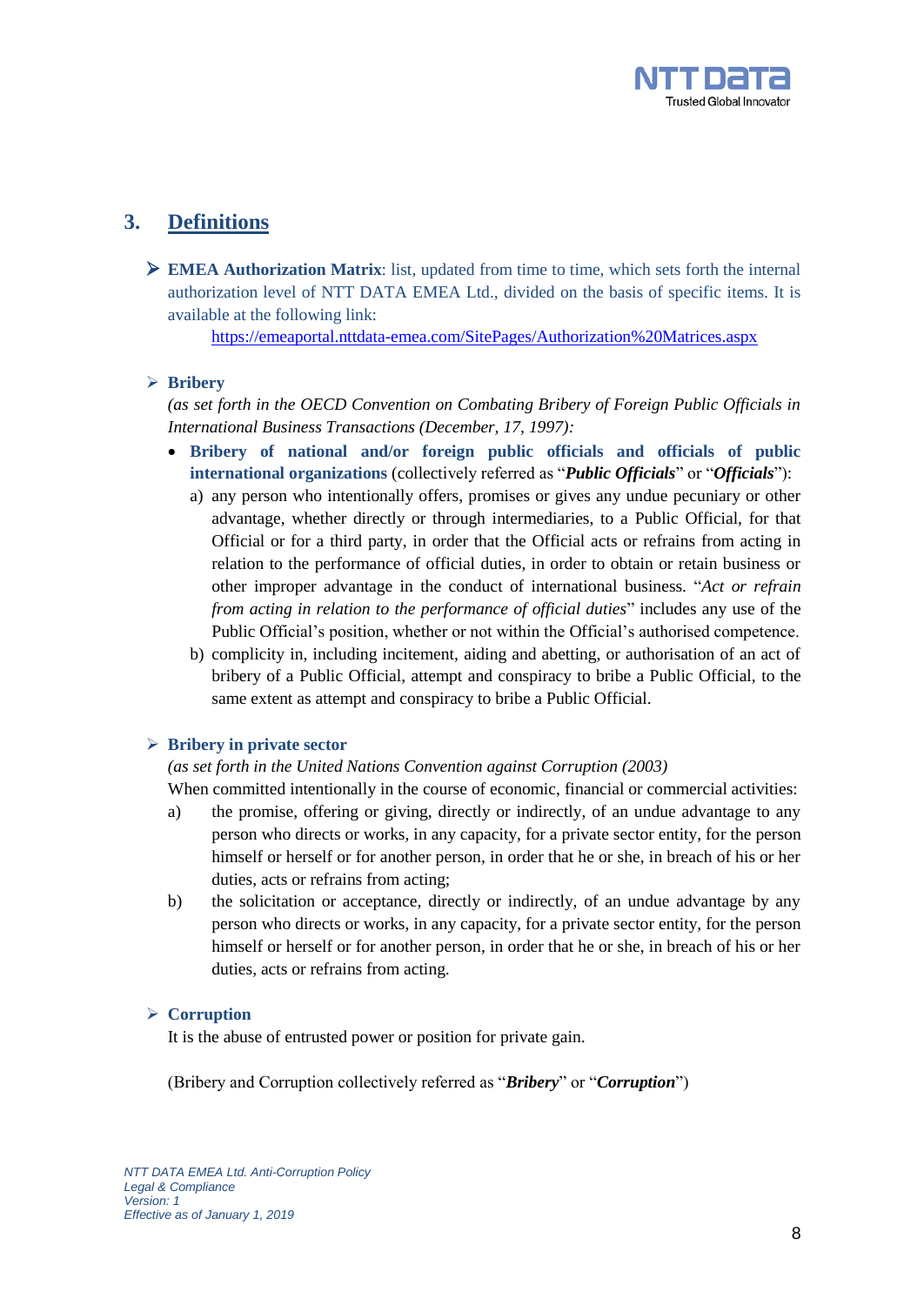## 3. Definitions

- **EMEA Authorization Matrix**: list, updated from time to time, which sets forth the internal authorization level of NTT DATA EMEA Ltd., divided on the basis of specific items. It is available at the following link:
  https://emeaportal.nttdata-emea.com/SitePages/Authorization%20Matrices.aspx

- **Bribery**
  *(as set forth in the OECD Convention on Combating Bribery of Foreign Public Officials in International Business Transactions (December, 17, 1997):*
  - **Bribery of national and/or foreign public officials and officials of public international organizations** (collectively referred as "***Public Officials***" or "***Officials***"):
    a) any person who intentionally offers, promises or gives any undue pecuniary or other advantage, whether directly or through intermediaries, to a Public Official, for that Official or for a third party, in order that the Official acts or refrains from acting in relation to the performance of official duties, in order to obtain or retain business or other improper advantage in the conduct of international business. "*Act or refrain from acting in relation to the performance of official duties*" includes any use of the Public Official's position, whether or not within the Official's authorised competence.
    b) complicity in, including incitement, aiding and abetting, or authorisation of an act of bribery of a Public Official, attempt and conspiracy to bribe a Public Official, to the same extent as attempt and conspiracy to bribe a Public Official.

- **Bribery in private sector**
  *(as set forth in the United Nations Convention against Corruption (2003)*
  When committed intentionally in the course of economic, financial or commercial activities:
  a) the promise, offering or giving, directly or indirectly, of an undue advantage to any person who directs or works, in any capacity, for a private sector entity, for the person himself or herself or for another person, in order that he or she, in breach of his or her duties, acts or refrains from acting;
  b) the solicitation or acceptance, directly or indirectly, of an undue advantage by any person who directs or works, in any capacity, for a private sector entity, for the person himself or herself or for another person, in order that he or she, in breach of his or her duties, acts or refrains from acting.

- **Corruption**
  It is the abuse of entrusted power or position for private gain.

  (Bribery and Corruption collectively referred as "***Bribery***" or "***Corruption***")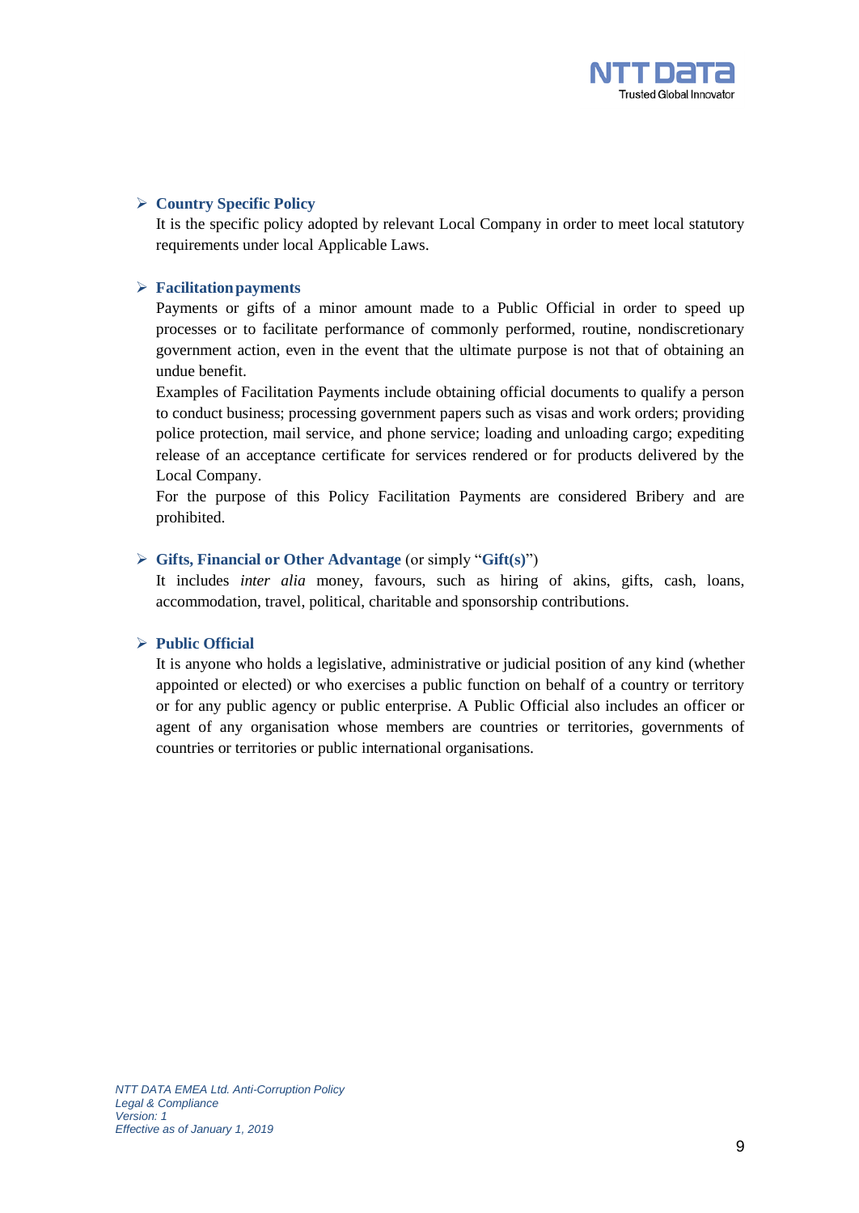- **Country Specific Policy**
  It is the specific policy adopted by relevant Local Company in order to meet local statutory requirements under local Applicable Laws.

- **Facilitation payments**
  Payments or gifts of a minor amount made to a Public Official in order to speed up processes or to facilitate performance of commonly performed, routine, nondiscretionary government action, even in the event that the ultimate purpose is not that of obtaining an undue benefit.
  Examples of Facilitation Payments include obtaining official documents to qualify a person to conduct business; processing government papers such as visas and work orders; providing police protection, mail service, and phone service; loading and unloading cargo; expediting release of an acceptance certificate for services rendered or for products delivered by the Local Company.
  For the purpose of this Policy Facilitation Payments are considered Bribery and are prohibited.

- **Gifts, Financial or Other Advantage** (or simply "**Gift(s)**")
  It includes *inter alia* money, favours, such as hiring of akins, gifts, cash, loans, accommodation, travel, political, charitable and sponsorship contributions.

- **Public Official**
  It is anyone who holds a legislative, administrative or judicial position of any kind (whether appointed or elected) or who exercises a public function on behalf of a country or territory or for any public agency or public enterprise. A Public Official also includes an officer or agent of any organisation whose members are countries or territories, governments of countries or territories or public international organisations.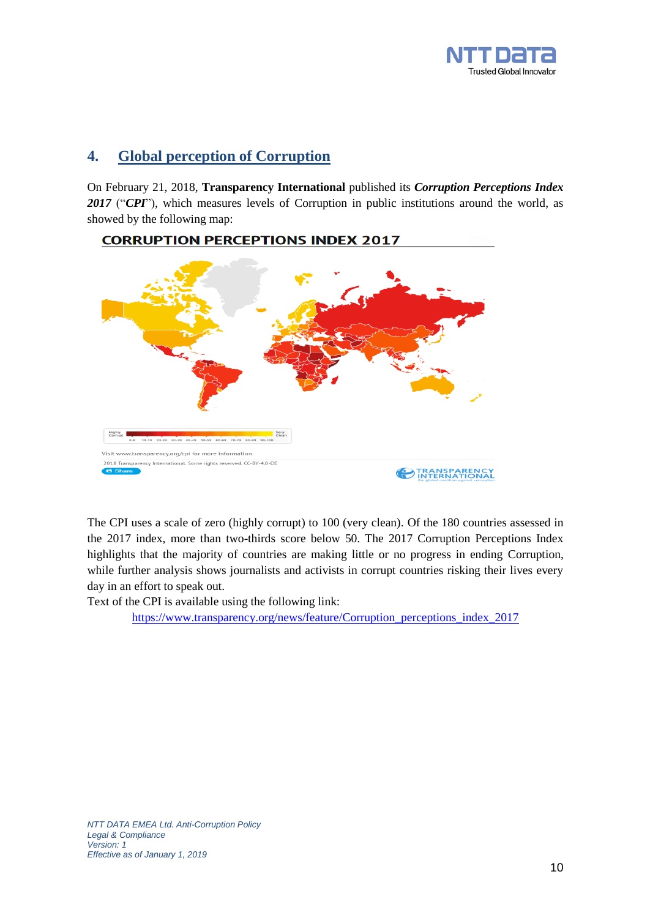## 4. Global perception of Corruption

On February 21, 2018, **Transparency International** published its ***Corruption Perceptions Index 2017*** ("***CPI***"), which measures levels of Corruption in public institutions around the world, as showed by the following map:

CORRUPTION PERCEPTIONS INDEX 2017

Highly Corrupt — Very Clean

0-9 10-19 20-29 30-39 40-49 50-59 60-69 70-79 80-89 90-100

Visit www.transparency.org/cpi for more information

2018 Transparency International. Some rights reserved. CC-BY-4.0-DE

Share

TRANSPARENCY INTERNATIONAL
the global coalition against corruption

The CPI uses a scale of zero (highly corrupt) to 100 (very clean). Of the 180 countries assessed in the 2017 index, more than two-thirds score below 50. The 2017 Corruption Perceptions Index highlights that the majority of countries are making little or no progress in ending Corruption, while further analysis shows journalists and activists in corrupt countries risking their lives every day in an effort to speak out.

Text of the CPI is available using the following link:

https://www.transparency.org/news/feature/Corruption_perceptions_index_2017

*NTT DATA EMEA Ltd. Anti-Corruption Policy*
*Legal & Compliance*
*Version: 1*
*Effective as of January 1, 2019*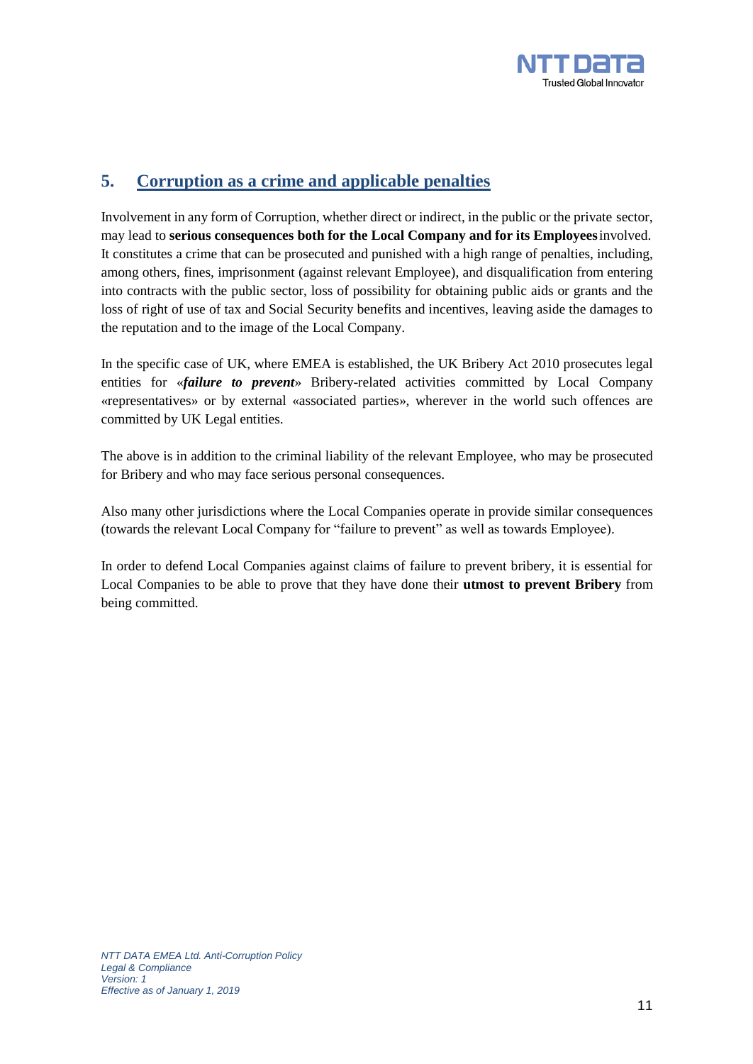## 5. Corruption as a crime and applicable penalties

Involvement in any form of Corruption, whether direct or indirect, in the public or the private sector, may lead to **serious consequences both for the Local Company and for its Employees** involved. It constitutes a crime that can be prosecuted and punished with a high range of penalties, including, among others, fines, imprisonment (against relevant Employee), and disqualification from entering into contracts with the public sector, loss of possibility for obtaining public aids or grants and the loss of right of use of tax and Social Security benefits and incentives, leaving aside the damages to the reputation and to the image of the Local Company.

In the specific case of UK, where EMEA is established, the UK Bribery Act 2010 prosecutes legal entities for «***failure to prevent***» Bribery-related activities committed by Local Company «representatives» or by external «associated parties», wherever in the world such offences are committed by UK Legal entities.

The above is in addition to the criminal liability of the relevant Employee, who may be prosecuted for Bribery and who may face serious personal consequences.

Also many other jurisdictions where the Local Companies operate in provide similar consequences (towards the relevant Local Company for "failure to prevent" as well as towards Employee).

In order to defend Local Companies against claims of failure to prevent bribery, it is essential for Local Companies to be able to prove that they have done their **utmost to prevent Bribery** from being committed.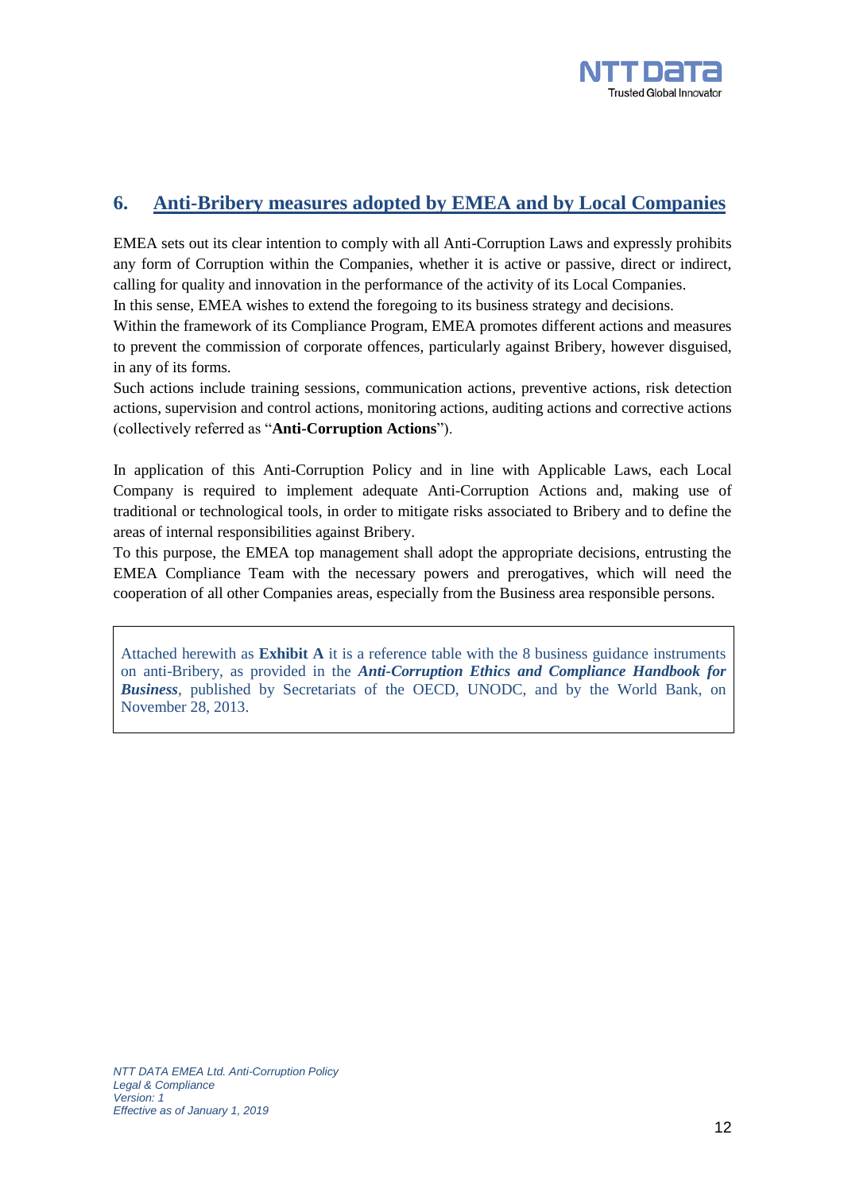## 6. Anti-Bribery measures adopted by EMEA and by Local Companies

EMEA sets out its clear intention to comply with all Anti-Corruption Laws and expressly prohibits any form of Corruption within the Companies, whether it is active or passive, direct or indirect, calling for quality and innovation in the performance of the activity of its Local Companies.
In this sense, EMEA wishes to extend the foregoing to its business strategy and decisions.
Within the framework of its Compliance Program, EMEA promotes different actions and measures to prevent the commission of corporate offences, particularly against Bribery, however disguised, in any of its forms.
Such actions include training sessions, communication actions, preventive actions, risk detection actions, supervision and control actions, monitoring actions, auditing actions and corrective actions (collectively referred as "**Anti-Corruption Actions**").

In application of this Anti-Corruption Policy and in line with Applicable Laws, each Local Company is required to implement adequate Anti-Corruption Actions and, making use of traditional or technological tools, in order to mitigate risks associated to Bribery and to define the areas of internal responsibilities against Bribery.
To this purpose, the EMEA top management shall adopt the appropriate decisions, entrusting the EMEA Compliance Team with the necessary powers and prerogatives, which will need the cooperation of all other Companies areas, especially from the Business area responsible persons.

> Attached herewith as **Exhibit A** it is a reference table with the 8 business guidance instruments on anti-Bribery, as provided in the ***Anti-Corruption Ethics and Compliance Handbook for Business***, published by Secretariats of the OECD, UNODC, and by the World Bank, on November 28, 2013.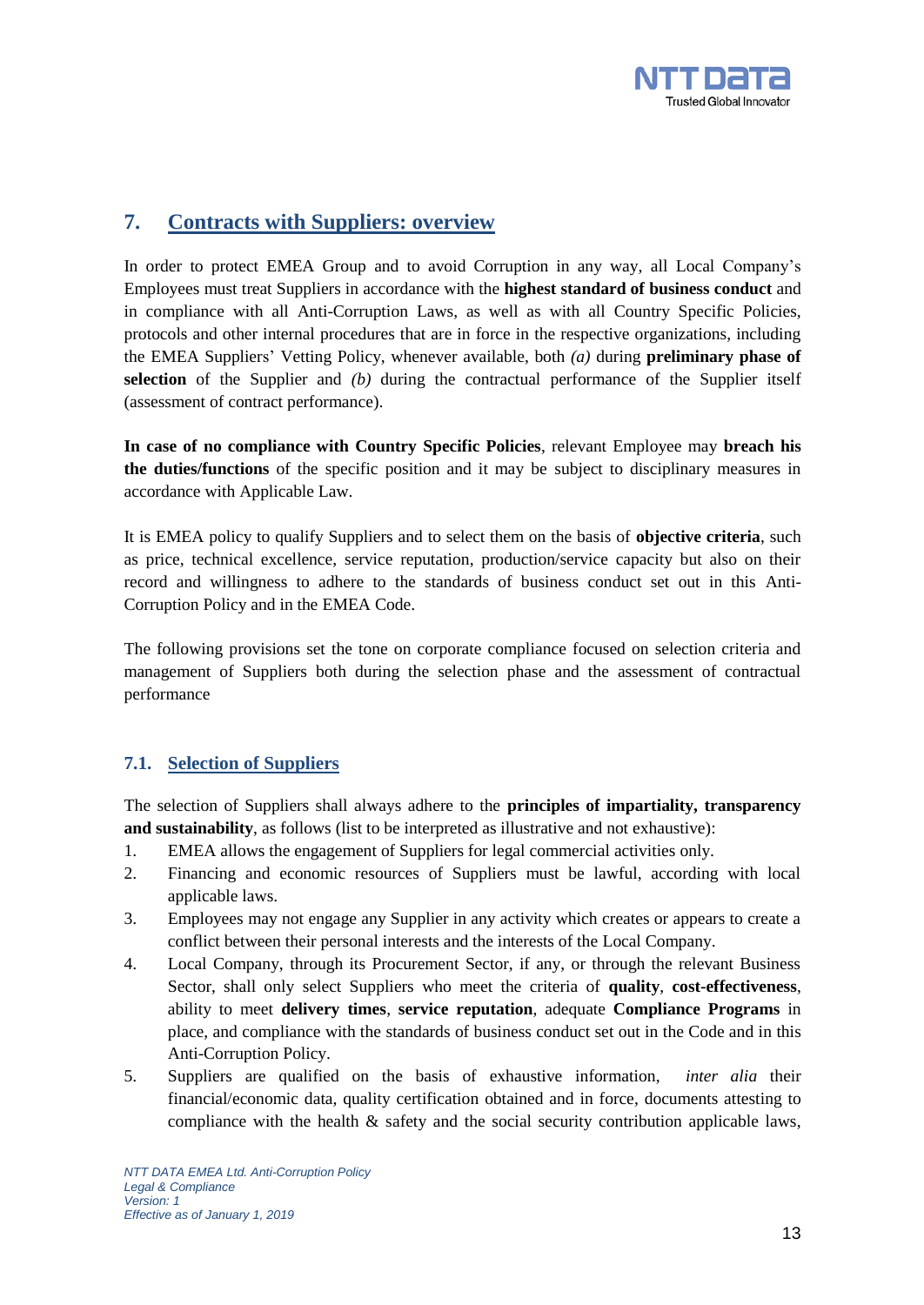## 7. Contracts with Suppliers: overview

In order to protect EMEA Group and to avoid Corruption in any way, all Local Company's Employees must treat Suppliers in accordance with the **highest standard of business conduct** and in compliance with all Anti-Corruption Laws, as well as with all Country Specific Policies, protocols and other internal procedures that are in force in the respective organizations, including the EMEA Suppliers' Vetting Policy, whenever available, both *(a)* during **preliminary phase of selection** of the Supplier and *(b)* during the contractual performance of the Supplier itself (assessment of contract performance).

**In case of no compliance with Country Specific Policies**, relevant Employee may **breach his the duties/functions** of the specific position and it may be subject to disciplinary measures in accordance with Applicable Law.

It is EMEA policy to qualify Suppliers and to select them on the basis of **objective criteria**, such as price, technical excellence, service reputation, production/service capacity but also on their record and willingness to adhere to the standards of business conduct set out in this Anti-Corruption Policy and in the EMEA Code.

The following provisions set the tone on corporate compliance focused on selection criteria and management of Suppliers both during the selection phase and the assessment of contractual performance

### 7.1. Selection of Suppliers

The selection of Suppliers shall always adhere to the **principles of impartiality, transparency and sustainability**, as follows (list to be interpreted as illustrative and not exhaustive):

1. EMEA allows the engagement of Suppliers for legal commercial activities only.
2. Financing and economic resources of Suppliers must be lawful, according with local applicable laws.
3. Employees may not engage any Supplier in any activity which creates or appears to create a conflict between their personal interests and the interests of the Local Company.
4. Local Company, through its Procurement Sector, if any, or through the relevant Business Sector, shall only select Suppliers who meet the criteria of **quality**, **cost-effectiveness**, ability to meet **delivery times**, **service reputation**, adequate **Compliance Programs** in place, and compliance with the standards of business conduct set out in the Code and in this Anti-Corruption Policy.
5. Suppliers are qualified on the basis of exhaustive information, *inter alia* their financial/economic data, quality certification obtained and in force, documents attesting to compliance with the health & safety and the social security contribution applicable laws,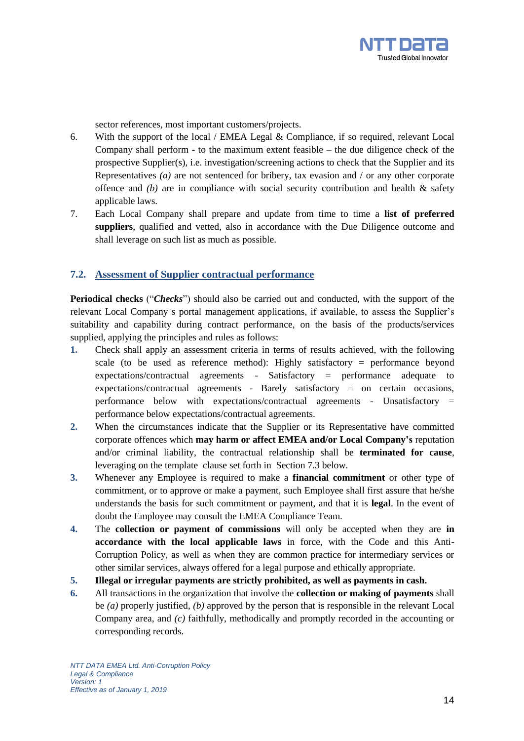sector references, most important customers/projects.

6. With the support of the local / EMEA Legal & Compliance, if so required, relevant Local Company shall perform - to the maximum extent feasible – the due diligence check of the prospective Supplier(s), i.e. investigation/screening actions to check that the Supplier and its Representatives *(a)* are not sentenced for bribery, tax evasion and / or any other corporate offence and *(b)* are in compliance with social security contribution and health & safety applicable laws.
7. Each Local Company shall prepare and update from time to time a **list of preferred suppliers**, qualified and vetted, also in accordance with the Due Diligence outcome and shall leverage on such list as much as possible.

### 7.2. Assessment of Supplier contractual performance

**Periodical checks** ("***Checks***") should also be carried out and conducted, with the support of the relevant Local Company s portal management applications, if available, to assess the Supplier's suitability and capability during contract performance, on the basis of the products/services supplied, applying the principles and rules as follows:

1. Check shall apply an assessment criteria in terms of results achieved, with the following scale (to be used as reference method): Highly satisfactory = performance beyond expectations/contractual agreements - Satisfactory = performance adequate to expectations/contractual agreements - Barely satisfactory = on certain occasions, performance below with expectations/contractual agreements - Unsatisfactory = performance below expectations/contractual agreements.
2. When the circumstances indicate that the Supplier or its Representative have committed corporate offences which **may harm or affect EMEA and/or Local Company's** reputation and/or criminal liability, the contractual relationship shall be **terminated for cause**, leveraging on the template clause set forth in Section 7.3 below.
3. Whenever any Employee is required to make a **financial commitment** or other type of commitment, or to approve or make a payment, such Employee shall first assure that he/she understands the basis for such commitment or payment, and that it is **legal**. In the event of doubt the Employee may consult the EMEA Compliance Team.
4. The **collection or payment of commissions** will only be accepted when they are **in accordance with the local applicable laws** in force, with the Code and this Anti-Corruption Policy, as well as when they are common practice for intermediary services or other similar services, always offered for a legal purpose and ethically appropriate.
5. **Illegal or irregular payments are strictly prohibited, as well as payments in cash.**
6. All transactions in the organization that involve the **collection or making of payments** shall be *(a)* properly justified, *(b)* approved by the person that is responsible in the relevant Local Company area, and *(c)* faithfully, methodically and promptly recorded in the accounting or corresponding records.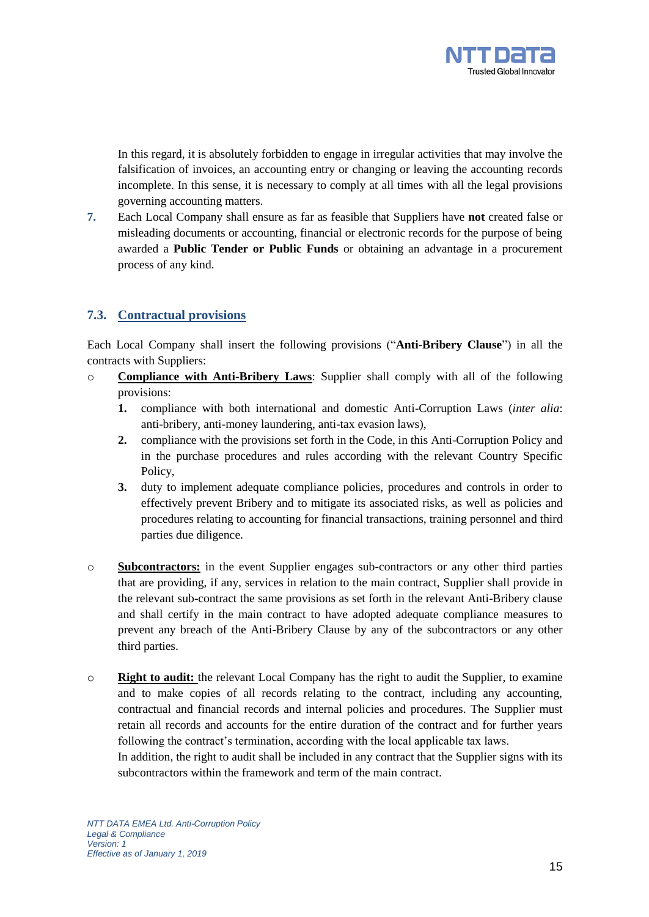In this regard, it is absolutely forbidden to engage in irregular activities that may involve the falsification of invoices, an accounting entry or changing or leaving the accounting records incomplete. In this sense, it is necessary to comply at all times with all the legal provisions governing accounting matters.

7. Each Local Company shall ensure as far as feasible that Suppliers have **not** created false or misleading documents or accounting, financial or electronic records for the purpose of being awarded a **Public Tender or Public Funds** or obtaining an advantage in a procurement process of any kind.

## 7.3. Contractual provisions

Each Local Company shall insert the following provisions ("**Anti-Bribery Clause**") in all the contracts with Suppliers:

- **Compliance with Anti-Bribery Laws**: Supplier shall comply with all of the following provisions:
  1. compliance with both international and domestic Anti-Corruption Laws (*inter alia*: anti-bribery, anti-money laundering, anti-tax evasion laws),
  2. compliance with the provisions set forth in the Code, in this Anti-Corruption Policy and in the purchase procedures and rules according with the relevant Country Specific Policy,
  3. duty to implement adequate compliance policies, procedures and controls in order to effectively prevent Bribery and to mitigate its associated risks, as well as policies and procedures relating to accounting for financial transactions, training personnel and third parties due diligence.

- **Subcontractors:** in the event Supplier engages sub-contractors or any other third parties that are providing, if any, services in relation to the main contract, Supplier shall provide in the relevant sub-contract the same provisions as set forth in the relevant Anti-Bribery clause and shall certify in the main contract to have adopted adequate compliance measures to prevent any breach of the Anti-Bribery Clause by any of the subcontractors or any other third parties.

- **Right to audit:** the relevant Local Company has the right to audit the Supplier, to examine and to make copies of all records relating to the contract, including any accounting, contractual and financial records and internal policies and procedures. The Supplier must retain all records and accounts for the entire duration of the contract and for further years following the contract's termination, according with the local applicable tax laws.
  In addition, the right to audit shall be included in any contract that the Supplier signs with its subcontractors within the framework and term of the main contract.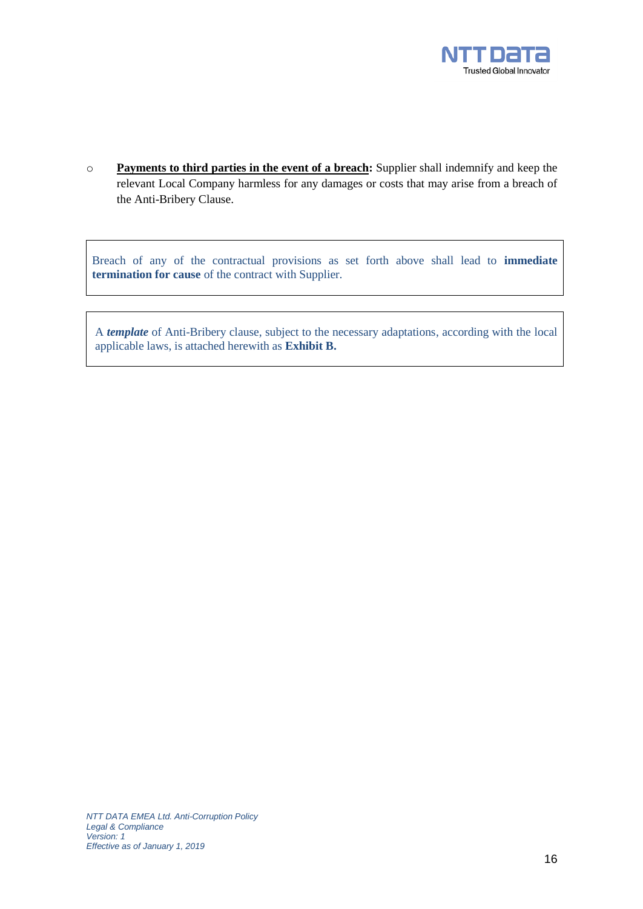- **<u>Payments to third parties in the event of a breach</u>:** Supplier shall indemnify and keep the relevant Local Company harmless for any damages or costs that may arise from a breach of the Anti-Bribery Clause.

> Breach of any of the contractual provisions as set forth above shall lead to **immediate termination for cause** of the contract with Supplier.

> A ***template*** of Anti-Bribery clause, subject to the necessary adaptations, according with the local applicable laws, is attached herewith as **Exhibit B.**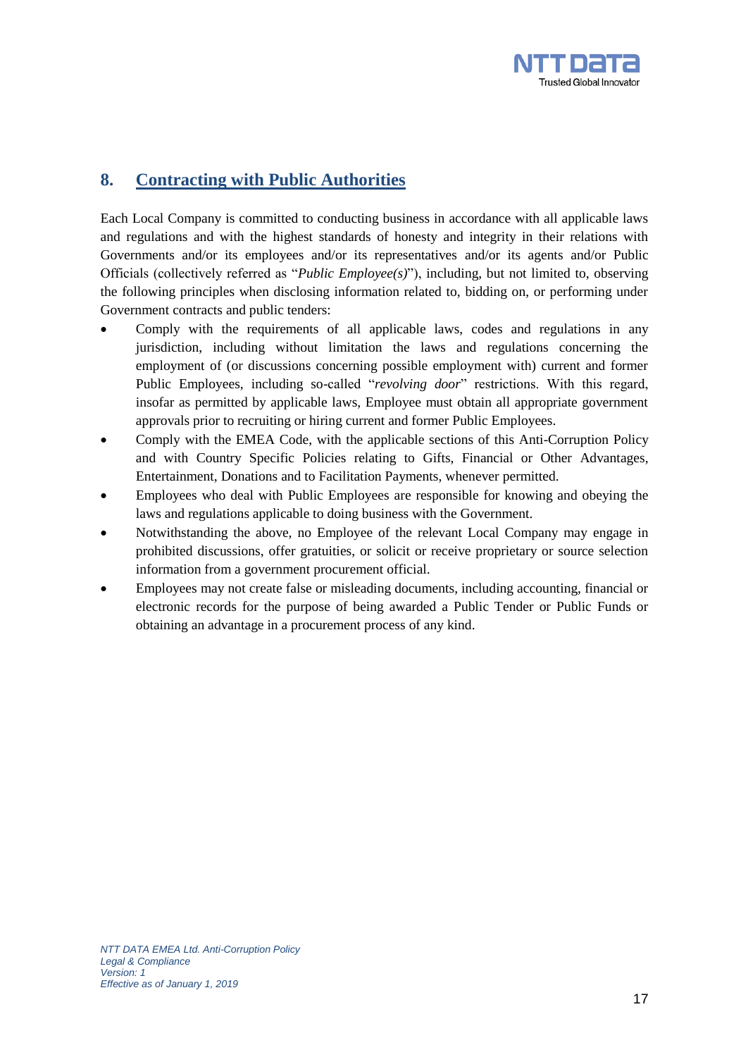## 8. Contracting with Public Authorities

Each Local Company is committed to conducting business in accordance with all applicable laws and regulations and with the highest standards of honesty and integrity in their relations with Governments and/or its employees and/or its representatives and/or its agents and/or Public Officials (collectively referred as "*Public Employee(s)*"), including, but not limited to, observing the following principles when disclosing information related to, bidding on, or performing under Government contracts and public tenders:

- Comply with the requirements of all applicable laws, codes and regulations in any jurisdiction, including without limitation the laws and regulations concerning the employment of (or discussions concerning possible employment with) current and former Public Employees, including so-called "*revolving door*" restrictions. With this regard, insofar as permitted by applicable laws, Employee must obtain all appropriate government approvals prior to recruiting or hiring current and former Public Employees.
- Comply with the EMEA Code, with the applicable sections of this Anti-Corruption Policy and with Country Specific Policies relating to Gifts, Financial or Other Advantages, Entertainment, Donations and to Facilitation Payments, whenever permitted.
- Employees who deal with Public Employees are responsible for knowing and obeying the laws and regulations applicable to doing business with the Government.
- Notwithstanding the above, no Employee of the relevant Local Company may engage in prohibited discussions, offer gratuities, or solicit or receive proprietary or source selection information from a government procurement official.
- Employees may not create false or misleading documents, including accounting, financial or electronic records for the purpose of being awarded a Public Tender or Public Funds or obtaining an advantage in a procurement process of any kind.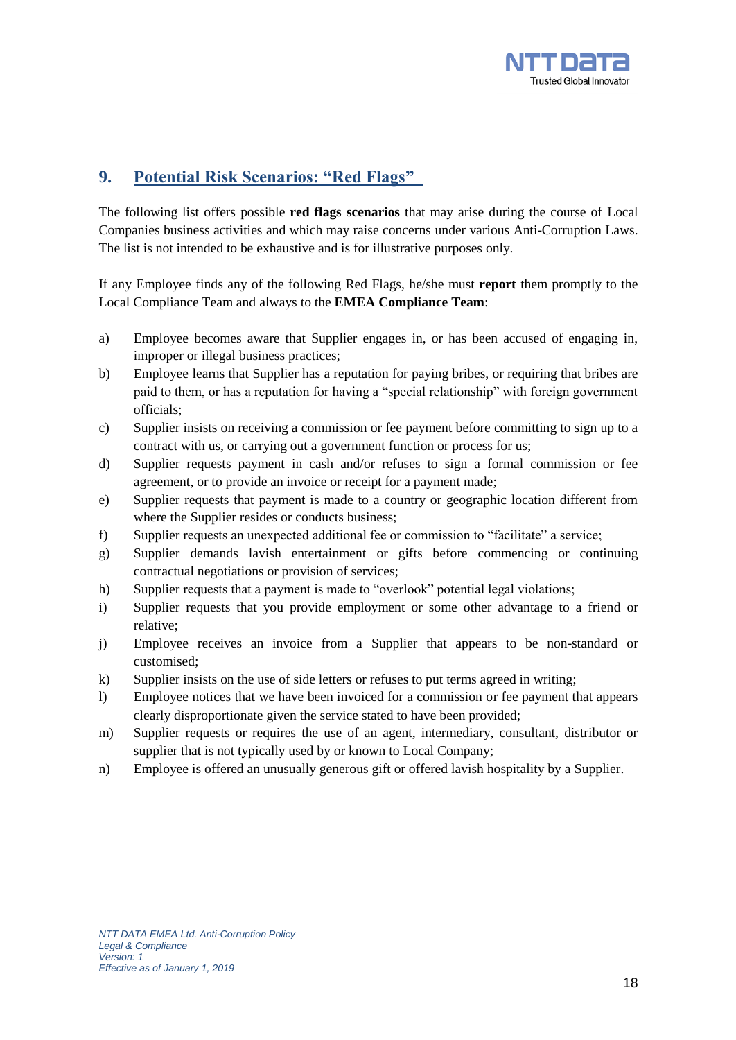## 9. Potential Risk Scenarios: "Red Flags"

The following list offers possible **red flags scenarios** that may arise during the course of Local Companies business activities and which may raise concerns under various Anti-Corruption Laws. The list is not intended to be exhaustive and is for illustrative purposes only.

If any Employee finds any of the following Red Flags, he/she must **report** them promptly to the Local Compliance Team and always to the **EMEA Compliance Team**:

a) Employee becomes aware that Supplier engages in, or has been accused of engaging in, improper or illegal business practices;
b) Employee learns that Supplier has a reputation for paying bribes, or requiring that bribes are paid to them, or has a reputation for having a "special relationship" with foreign government officials;
c) Supplier insists on receiving a commission or fee payment before committing to sign up to a contract with us, or carrying out a government function or process for us;
d) Supplier requests payment in cash and/or refuses to sign a formal commission or fee agreement, or to provide an invoice or receipt for a payment made;
e) Supplier requests that payment is made to a country or geographic location different from where the Supplier resides or conducts business;
f) Supplier requests an unexpected additional fee or commission to "facilitate" a service;
g) Supplier demands lavish entertainment or gifts before commencing or continuing contractual negotiations or provision of services;
h) Supplier requests that a payment is made to "overlook" potential legal violations;
i) Supplier requests that you provide employment or some other advantage to a friend or relative;
j) Employee receives an invoice from a Supplier that appears to be non-standard or customised;
k) Supplier insists on the use of side letters or refuses to put terms agreed in writing;
l) Employee notices that we have been invoiced for a commission or fee payment that appears clearly disproportionate given the service stated to have been provided;
m) Supplier requests or requires the use of an agent, intermediary, consultant, distributor or supplier that is not typically used by or known to Local Company;
n) Employee is offered an unusually generous gift or offered lavish hospitality by a Supplier.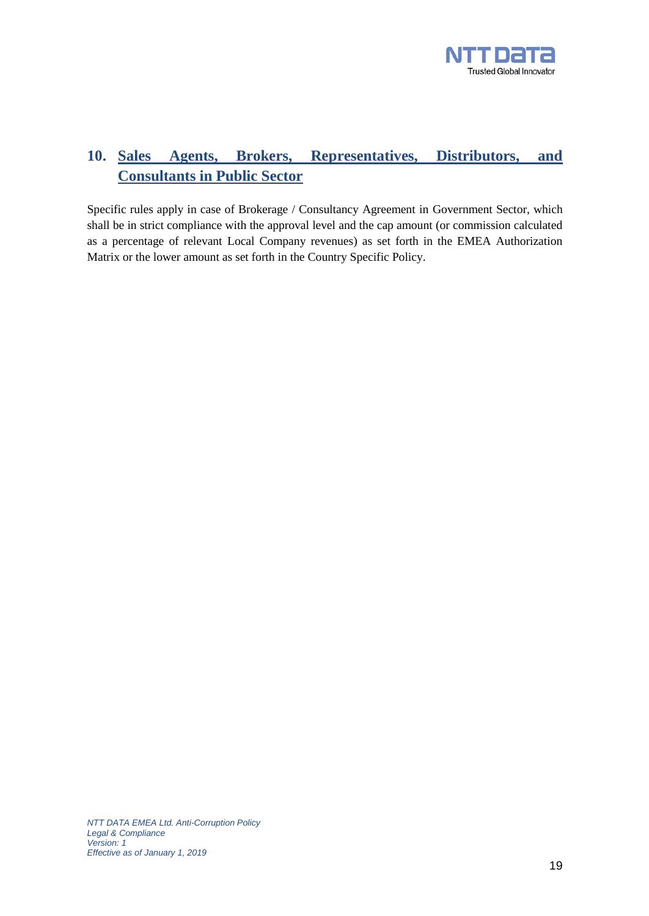## 10. Sales Agents, Brokers, Representatives, Distributors, and Consultants in Public Sector

Specific rules apply in case of Brokerage / Consultancy Agreement in Government Sector, which shall be in strict compliance with the approval level and the cap amount (or commission calculated as a percentage of relevant Local Company revenues) as set forth in the EMEA Authorization Matrix or the lower amount as set forth in the Country Specific Policy.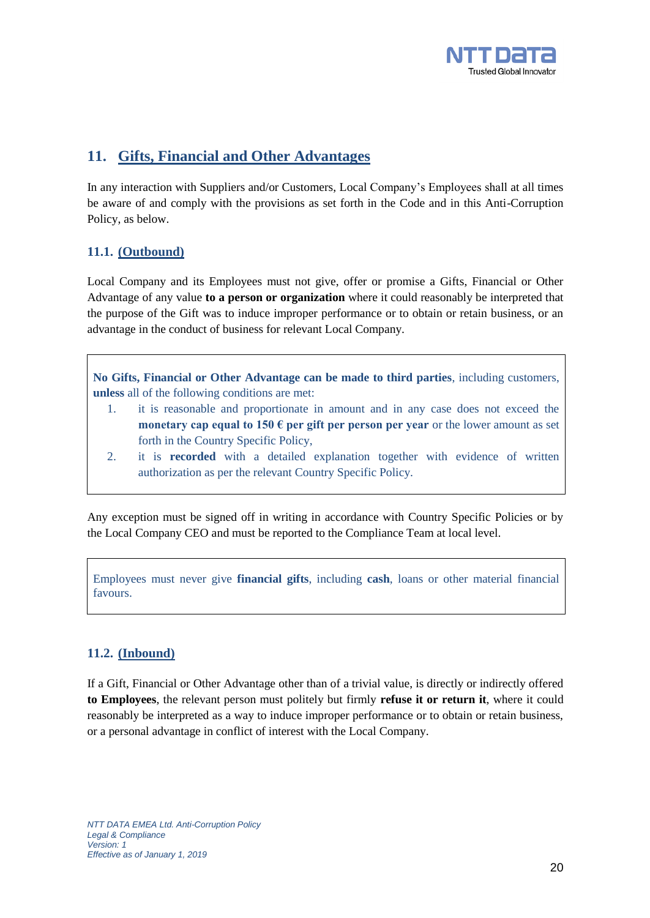## 11. Gifts, Financial and Other Advantages

In any interaction with Suppliers and/or Customers, Local Company's Employees shall at all times be aware of and comply with the provisions as set forth in the Code and in this Anti-Corruption Policy, as below.

### 11.1. (Outbound)

Local Company and its Employees must not give, offer or promise a Gifts, Financial or Other Advantage of any value **to a person or organization** where it could reasonably be interpreted that the purpose of the Gift was to induce improper performance or to obtain or retain business, or an advantage in the conduct of business for relevant Local Company.

> **No Gifts, Financial or Other Advantage can be made to third parties**, including customers, **unless** all of the following conditions are met:
>
> 1. it is reasonable and proportionate in amount and in any case does not exceed the **monetary cap equal to 150 € per gift per person per year** or the lower amount as set forth in the Country Specific Policy,
> 2. it is **recorded** with a detailed explanation together with evidence of written authorization as per the relevant Country Specific Policy.

Any exception must be signed off in writing in accordance with Country Specific Policies or by the Local Company CEO and must be reported to the Compliance Team at local level.

> Employees must never give **financial gifts**, including **cash**, loans or other material financial favours.

### 11.2. (Inbound)

If a Gift, Financial or Other Advantage other than of a trivial value, is directly or indirectly offered **to Employees**, the relevant person must politely but firmly **refuse it or return it**, where it could reasonably be interpreted as a way to induce improper performance or to obtain or retain business, or a personal advantage in conflict of interest with the Local Company.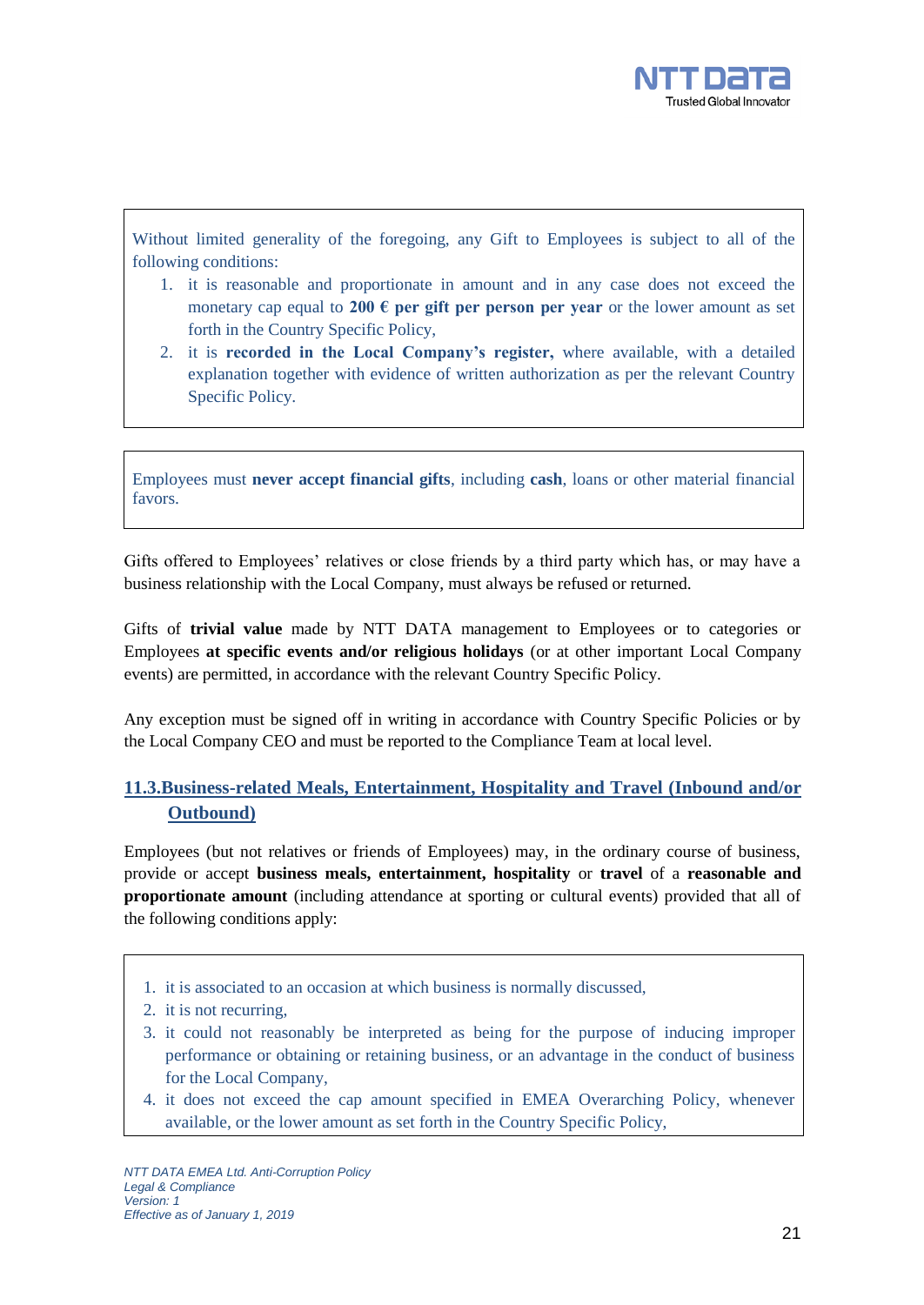Without limited generality of the foregoing, any Gift to Employees is subject to all of the following conditions:

1. it is reasonable and proportionate in amount and in any case does not exceed the monetary cap equal to **200 € per gift per person per year** or the lower amount as set forth in the Country Specific Policy,
2. it is **recorded in the Local Company's register,** where available, with a detailed explanation together with evidence of written authorization as per the relevant Country Specific Policy.

Employees must **never accept financial gifts**, including **cash**, loans or other material financial favors.

Gifts offered to Employees' relatives or close friends by a third party which has, or may have a business relationship with the Local Company, must always be refused or returned.

Gifts of **trivial value** made by NTT DATA management to Employees or to categories or Employees **at specific events and/or religious holidays** (or at other important Local Company events) are permitted, in accordance with the relevant Country Specific Policy.

Any exception must be signed off in writing in accordance with Country Specific Policies or by the Local Company CEO and must be reported to the Compliance Team at local level.

## 11.3. Business-related Meals, Entertainment, Hospitality and Travel (Inbound and/or Outbound)

Employees (but not relatives or friends of Employees) may, in the ordinary course of business, provide or accept **business meals, entertainment, hospitality** or **travel** of a **reasonable and proportionate amount** (including attendance at sporting or cultural events) provided that all of the following conditions apply:

1. it is associated to an occasion at which business is normally discussed,
2. it is not recurring,
3. it could not reasonably be interpreted as being for the purpose of inducing improper performance or obtaining or retaining business, or an advantage in the conduct of business for the Local Company,
4. it does not exceed the cap amount specified in EMEA Overarching Policy, whenever available, or the lower amount as set forth in the Country Specific Policy,

*NTT DATA EMEA Ltd. Anti-Corruption Policy*
*Legal & Compliance*
*Version: 1*
*Effective as of January 1, 2019*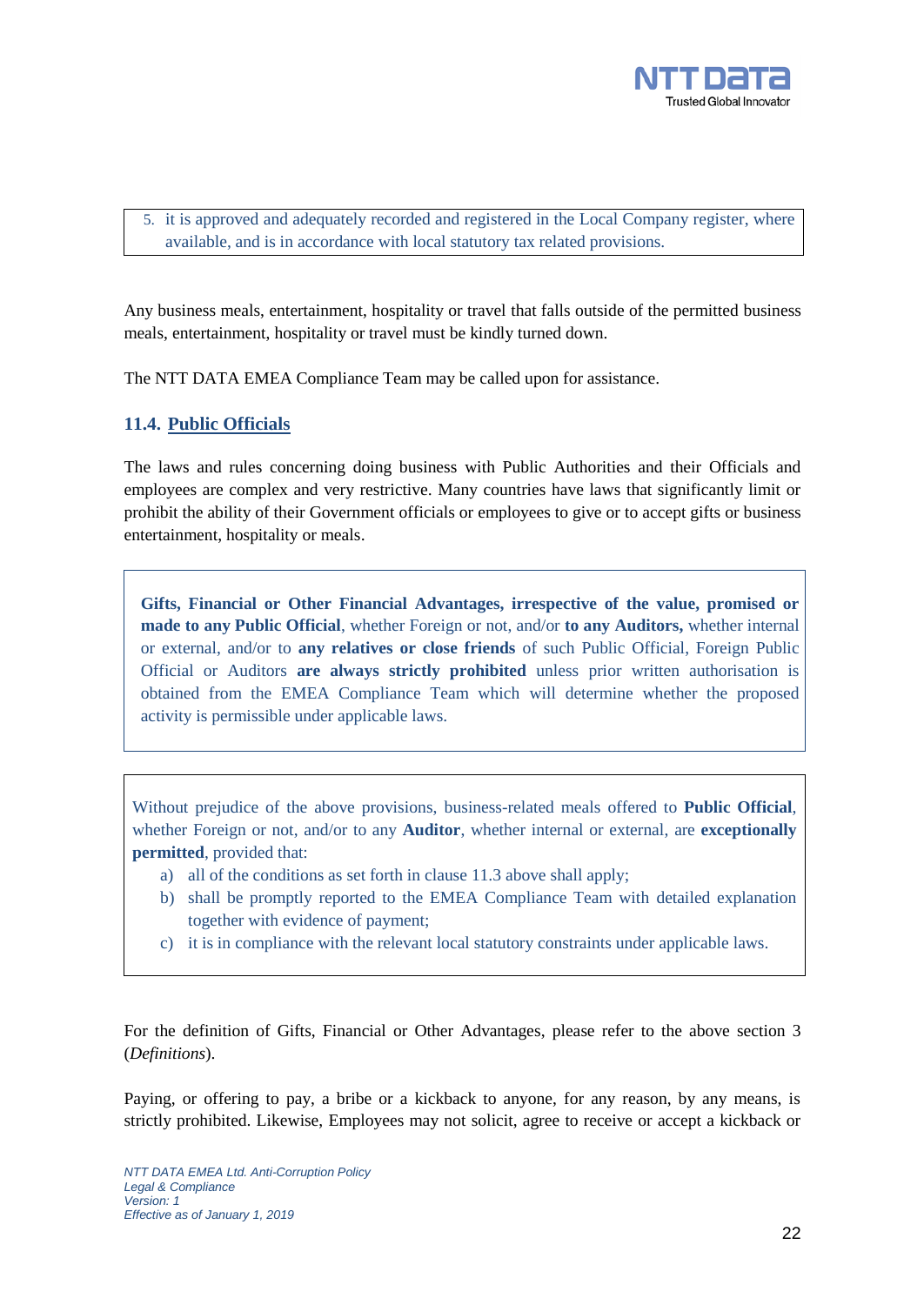5. it is approved and adequately recorded and registered in the Local Company register, where available, and is in accordance with local statutory tax related provisions.

Any business meals, entertainment, hospitality or travel that falls outside of the permitted business meals, entertainment, hospitality or travel must be kindly turned down.

The NTT DATA EMEA Compliance Team may be called upon for assistance.

### 11.4. Public Officials

The laws and rules concerning doing business with Public Authorities and their Officials and employees are complex and very restrictive. Many countries have laws that significantly limit or prohibit the ability of their Government officials or employees to give or to accept gifts or business entertainment, hospitality or meals.

**Gifts, Financial or Other Financial Advantages, irrespective of the value, promised or made to any Public Official**, whether Foreign or not, and/or **to any Auditors,** whether internal or external, and/or to **any relatives or close friends** of such Public Official, Foreign Public Official or Auditors **are always strictly prohibited** unless prior written authorisation is obtained from the EMEA Compliance Team which will determine whether the proposed activity is permissible under applicable laws.

Without prejudice of the above provisions, business-related meals offered to **Public Official**, whether Foreign or not, and/or to any **Auditor**, whether internal or external, are **exceptionally permitted**, provided that:

a) all of the conditions as set forth in clause 11.3 above shall apply;
b) shall be promptly reported to the EMEA Compliance Team with detailed explanation together with evidence of payment;
c) it is in compliance with the relevant local statutory constraints under applicable laws.

For the definition of Gifts, Financial or Other Advantages, please refer to the above section 3 (*Definitions*).

Paying, or offering to pay, a bribe or a kickback to anyone, for any reason, by any means, is strictly prohibited. Likewise, Employees may not solicit, agree to receive or accept a kickback or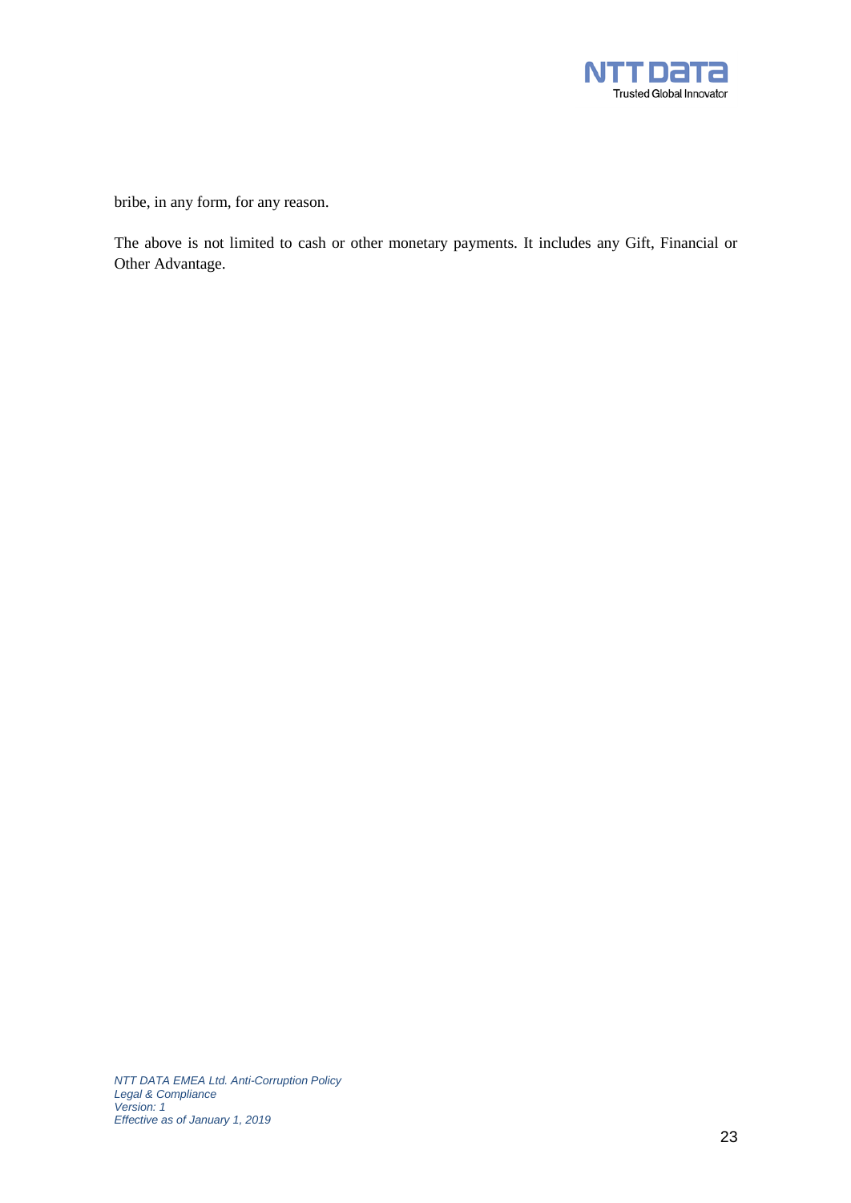bribe, in any form, for any reason.

The above is not limited to cash or other monetary payments. It includes any Gift, Financial or Other Advantage.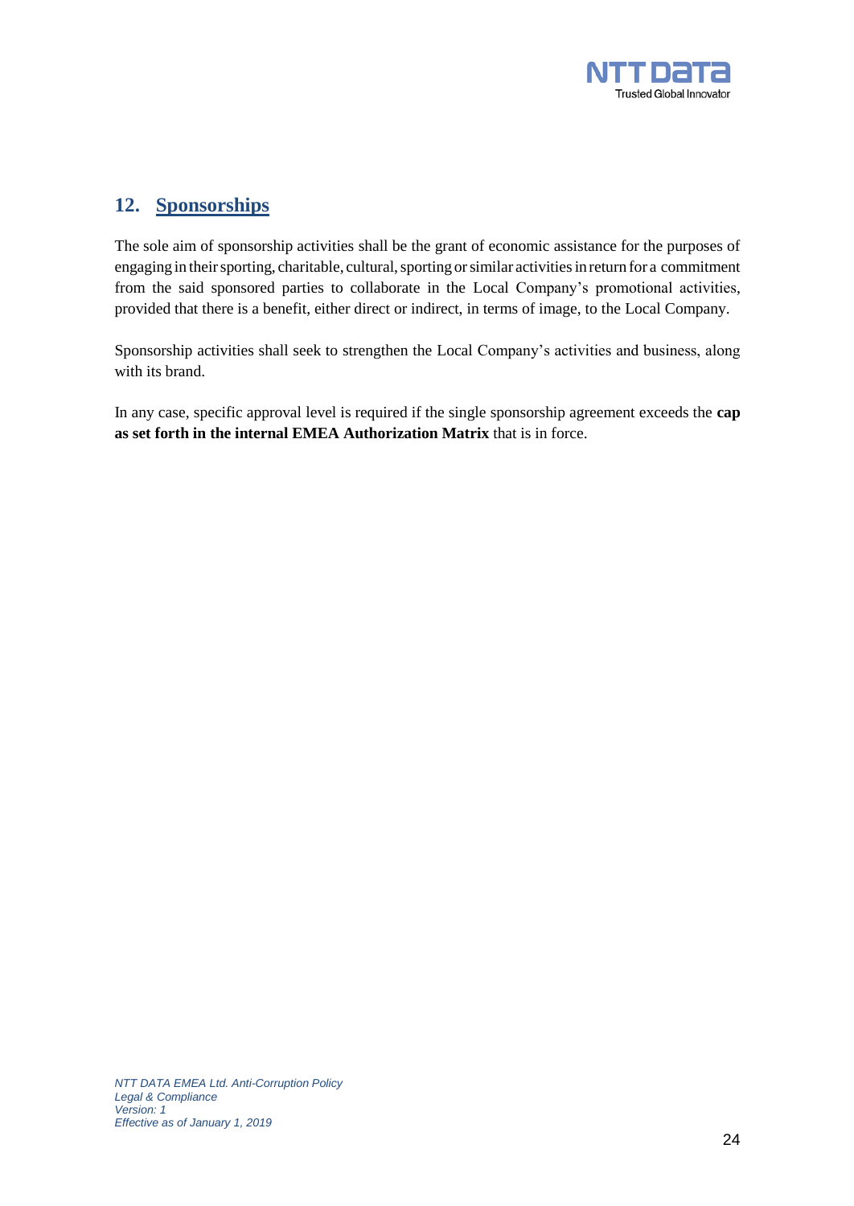## 12. Sponsorships

The sole aim of sponsorship activities shall be the grant of economic assistance for the purposes of engaging in their sporting, charitable, cultural, sporting or similar activities in return for a commitment from the said sponsored parties to collaborate in the Local Company's promotional activities, provided that there is a benefit, either direct or indirect, in terms of image, to the Local Company.

Sponsorship activities shall seek to strengthen the Local Company's activities and business, along with its brand.

In any case, specific approval level is required if the single sponsorship agreement exceeds the **cap as set forth in the internal EMEA Authorization Matrix** that is in force.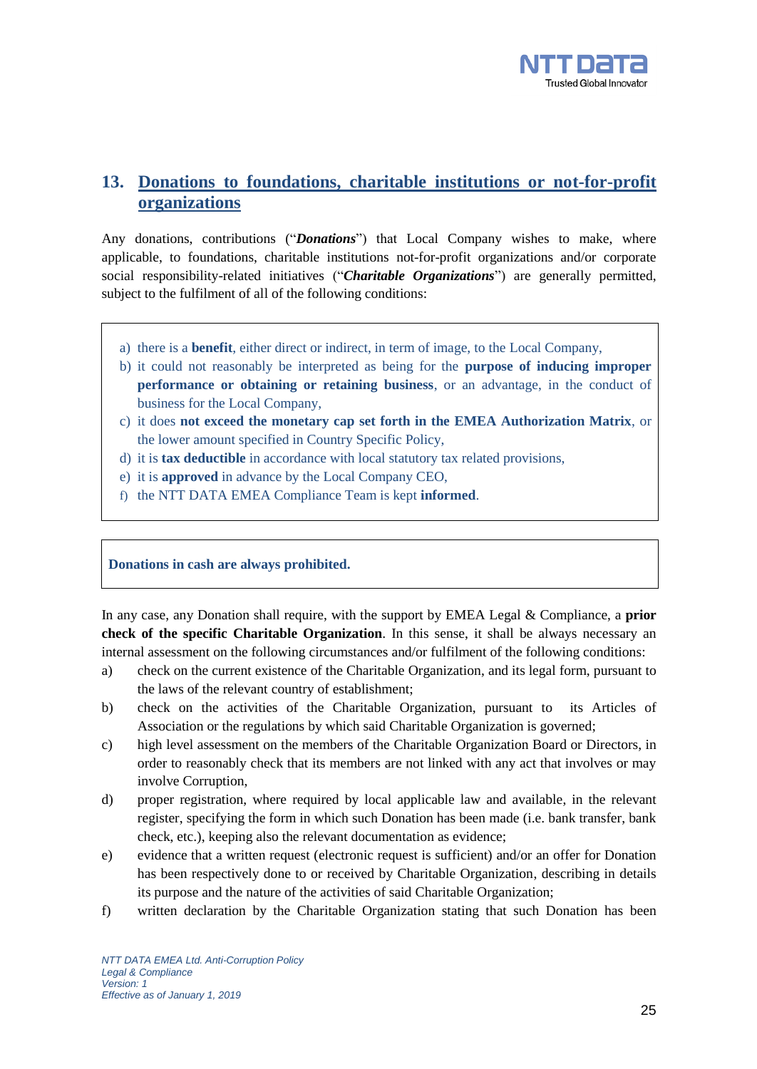## 13. Donations to foundations, charitable institutions or not-for-profit organizations

Any donations, contributions ("***Donations***") that Local Company wishes to make, where applicable, to foundations, charitable institutions not-for-profit organizations and/or corporate social responsibility-related initiatives ("***Charitable Organizations***") are generally permitted, subject to the fulfilment of all of the following conditions:

a) there is a **benefit**, either direct or indirect, in term of image, to the Local Company,
b) it could not reasonably be interpreted as being for the **purpose of inducing improper performance or obtaining or retaining business**, or an advantage, in the conduct of business for the Local Company,
c) it does **not exceed the monetary cap set forth in the EMEA Authorization Matrix**, or the lower amount specified in Country Specific Policy,
d) it is **tax deductible** in accordance with local statutory tax related provisions,
e) it is **approved** in advance by the Local Company CEO,
f) the NTT DATA EMEA Compliance Team is kept **informed**.

**Donations in cash are always prohibited.**

In any case, any Donation shall require, with the support by EMEA Legal & Compliance, a **prior check of the specific Charitable Organization**. In this sense, it shall be always necessary an internal assessment on the following circumstances and/or fulfilment of the following conditions:

a) check on the current existence of the Charitable Organization, and its legal form, pursuant to the laws of the relevant country of establishment;
b) check on the activities of the Charitable Organization, pursuant to its Articles of Association or the regulations by which said Charitable Organization is governed;
c) high level assessment on the members of the Charitable Organization Board or Directors, in order to reasonably check that its members are not linked with any act that involves or may involve Corruption,
d) proper registration, where required by local applicable law and available, in the relevant register, specifying the form in which such Donation has been made (i.e. bank transfer, bank check, etc.), keeping also the relevant documentation as evidence;
e) evidence that a written request (electronic request is sufficient) and/or an offer for Donation has been respectively done to or received by Charitable Organization, describing in details its purpose and the nature of the activities of said Charitable Organization;
f) written declaration by the Charitable Organization stating that such Donation has been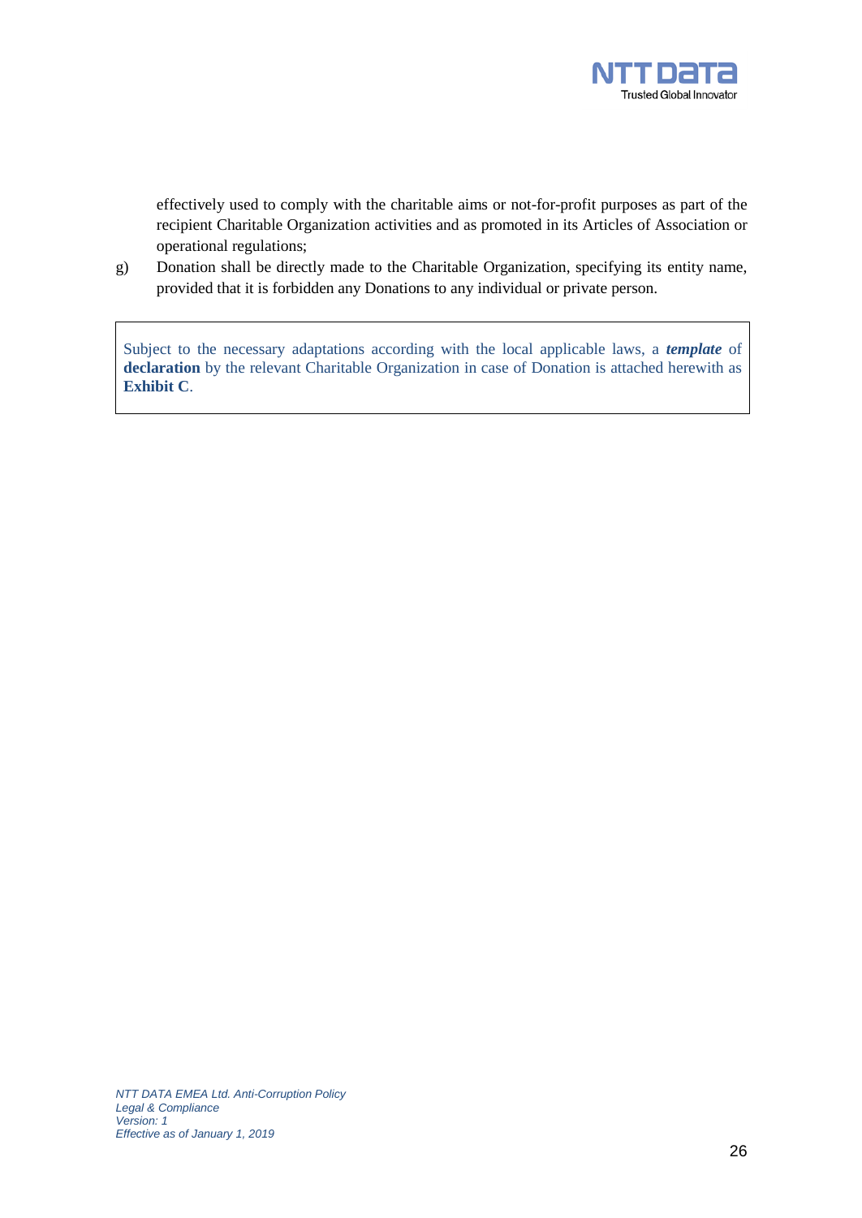effectively used to comply with the charitable aims or not-for-profit purposes as part of the recipient Charitable Organization activities and as promoted in its Articles of Association or operational regulations;

g) Donation shall be directly made to the Charitable Organization, specifying its entity name, provided that it is forbidden any Donations to any individual or private person.

> Subject to the necessary adaptations according with the local applicable laws, a ***template*** of **declaration** by the relevant Charitable Organization in case of Donation is attached herewith as **Exhibit C**.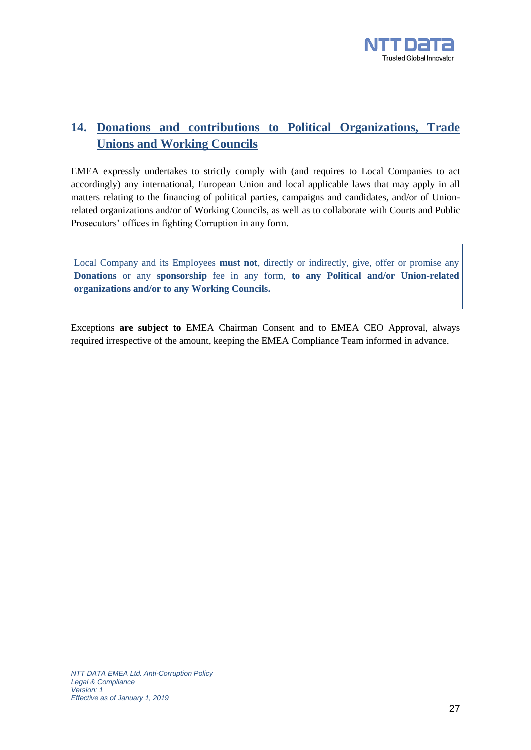## 14. Donations and contributions to Political Organizations, Trade Unions and Working Councils

EMEA expressly undertakes to strictly comply with (and requires to Local Companies to act accordingly) any international, European Union and local applicable laws that may apply in all matters relating to the financing of political parties, campaigns and candidates, and/or of Union-related organizations and/or of Working Councils, as well as to collaborate with Courts and Public Prosecutors' offices in fighting Corruption in any form.

> Local Company and its Employees **must not**, directly or indirectly, give, offer or promise any **Donations** or any **sponsorship** fee in any form, **to any Political and/or Union-related organizations and/or to any Working Councils.**

Exceptions **are subject to** EMEA Chairman Consent and to EMEA CEO Approval, always required irrespective of the amount, keeping the EMEA Compliance Team informed in advance.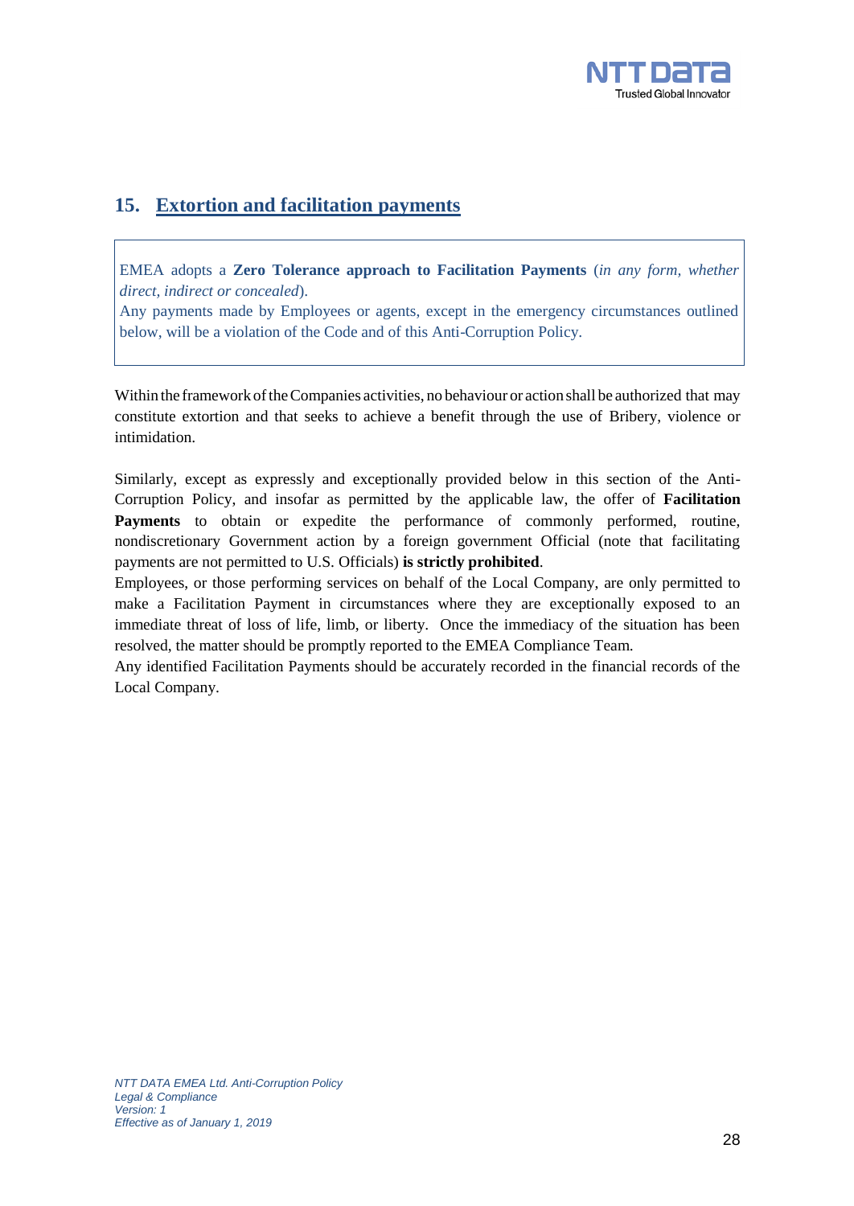## 15. Extortion and facilitation payments

> EMEA adopts a **Zero Tolerance approach to Facilitation Payments** (*in any form, whether direct, indirect or concealed*).
> Any payments made by Employees or agents, except in the emergency circumstances outlined below, will be a violation of the Code and of this Anti-Corruption Policy.

Within the framework of the Companies activities, no behaviour or action shall be authorized that may constitute extortion and that seeks to achieve a benefit through the use of Bribery, violence or intimidation.

Similarly, except as expressly and exceptionally provided below in this section of the Anti-Corruption Policy, and insofar as permitted by the applicable law, the offer of **Facilitation Payments** to obtain or expedite the performance of commonly performed, routine, nondiscretionary Government action by a foreign government Official (note that facilitating payments are not permitted to U.S. Officials) **is strictly prohibited**.
Employees, or those performing services on behalf of the Local Company, are only permitted to make a Facilitation Payment in circumstances where they are exceptionally exposed to an immediate threat of loss of life, limb, or liberty. Once the immediacy of the situation has been resolved, the matter should be promptly reported to the EMEA Compliance Team.
Any identified Facilitation Payments should be accurately recorded in the financial records of the Local Company.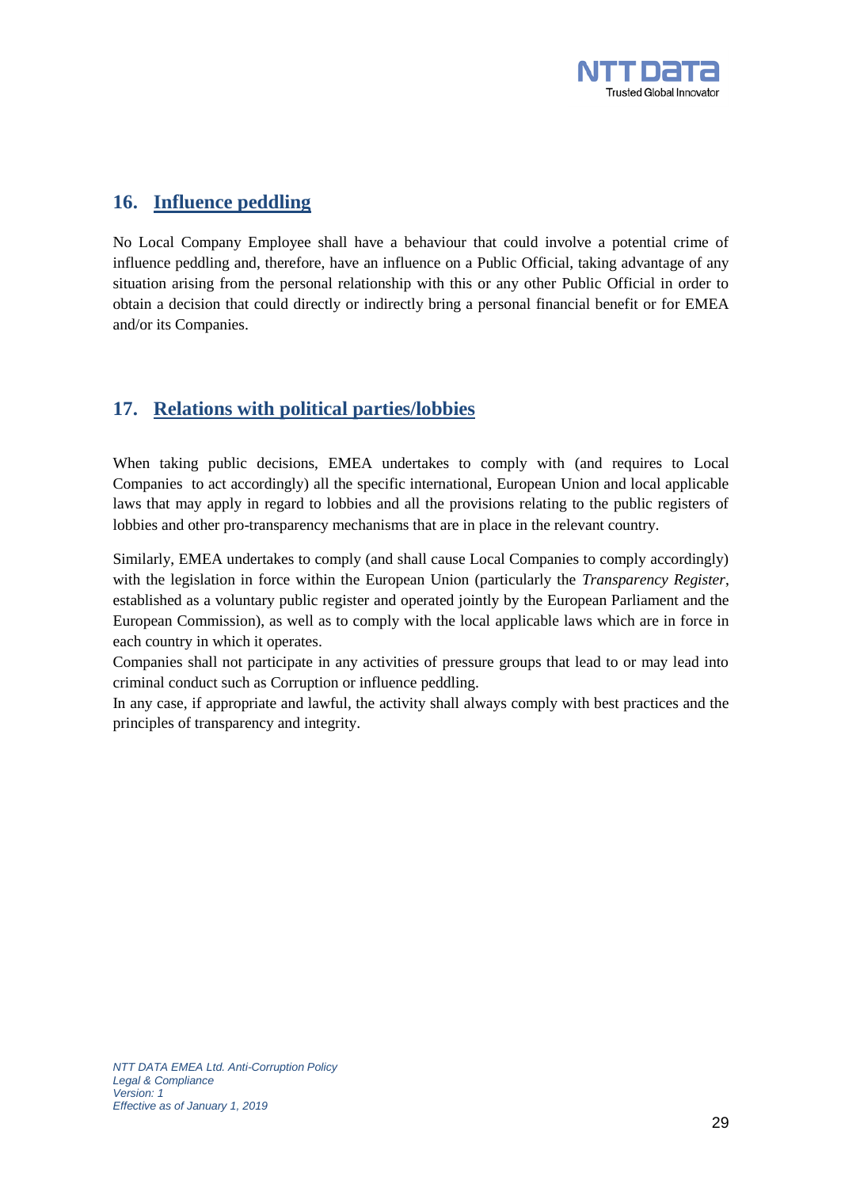## 16. Influence peddling

No Local Company Employee shall have a behaviour that could involve a potential crime of influence peddling and, therefore, have an influence on a Public Official, taking advantage of any situation arising from the personal relationship with this or any other Public Official in order to obtain a decision that could directly or indirectly bring a personal financial benefit or for EMEA and/or its Companies.

## 17. Relations with political parties/lobbies

When taking public decisions, EMEA undertakes to comply with (and requires to Local Companies to act accordingly) all the specific international, European Union and local applicable laws that may apply in regard to lobbies and all the provisions relating to the public registers of lobbies and other pro-transparency mechanisms that are in place in the relevant country.

Similarly, EMEA undertakes to comply (and shall cause Local Companies to comply accordingly) with the legislation in force within the European Union (particularly the *Transparency Register*, established as a voluntary public register and operated jointly by the European Parliament and the European Commission), as well as to comply with the local applicable laws which are in force in each country in which it operates.

Companies shall not participate in any activities of pressure groups that lead to or may lead into criminal conduct such as Corruption or influence peddling.

In any case, if appropriate and lawful, the activity shall always comply with best practices and the principles of transparency and integrity.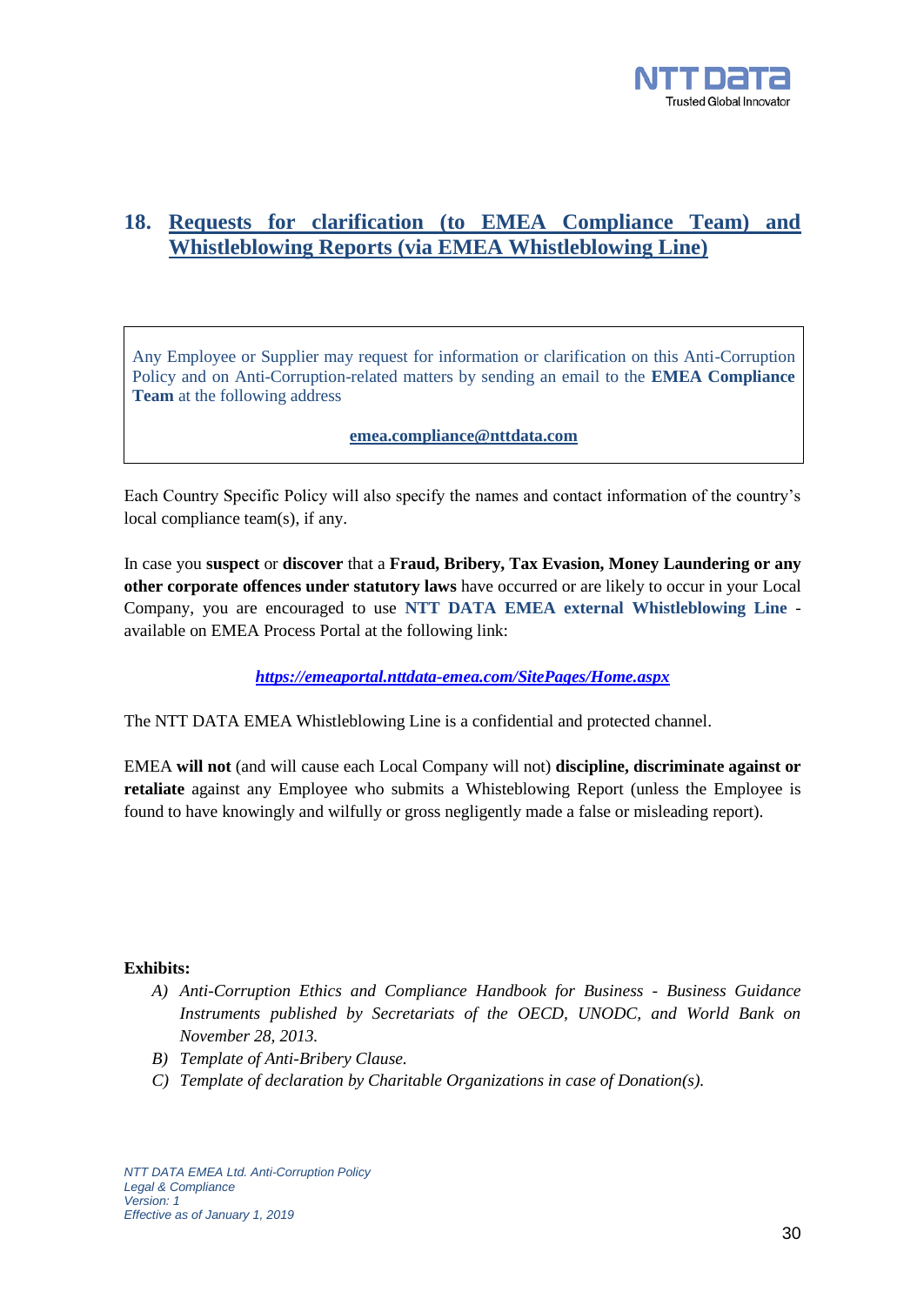## 18. Requests for clarification (to EMEA Compliance Team) and Whistleblowing Reports (via EMEA Whistleblowing Line)

> Any Employee or Supplier may request for information or clarification on this Anti-Corruption Policy and on Anti-Corruption-related matters by sending an email to the **EMEA Compliance Team** at the following address
>
> **emea.compliance@nttdata.com**

Each Country Specific Policy will also specify the names and contact information of the country's local compliance team(s), if any.

In case you **suspect** or **discover** that a **Fraud, Bribery, Tax Evasion, Money Laundering or any other corporate offences under statutory laws** have occurred or are likely to occur in your Local Company, you are encouraged to use **NTT DATA EMEA external Whistleblowing Line** - available on EMEA Process Portal at the following link:

***https://emeaportal.nttdata-emea.com/SitePages/Home.aspx***

The NTT DATA EMEA Whistleblowing Line is a confidential and protected channel.

EMEA **will not** (and will cause each Local Company will not) **discipline, discriminate against or retaliate** against any Employee who submits a Whisteblowing Report (unless the Employee is found to have knowingly and wilfully or gross negligently made a false or misleading report).

**Exhibits:**

A) *Anti-Corruption Ethics and Compliance Handbook for Business - Business Guidance Instruments published by Secretariats of the OECD, UNODC, and World Bank on November 28, 2013.*
B) *Template of Anti-Bribery Clause.*
C) *Template of declaration by Charitable Organizations in case of Donation(s).*

*NTT DATA EMEA Ltd. Anti-Corruption Policy*
*Legal & Compliance*
*Version: 1*
*Effective as of January 1, 2019*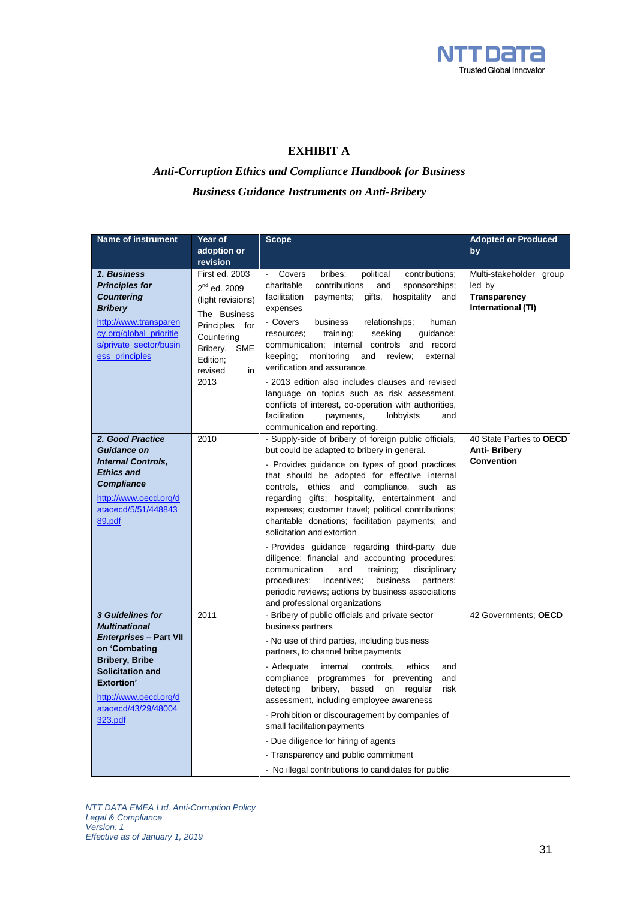**EXHIBIT A**

***Anti-Corruption Ethics and Compliance Handbook for Business***

***Business Guidance Instruments on Anti-Bribery***

| Name of instrument | Year of adoption or revision | Scope | Adopted or Produced by |
|---|---|---|---|
| ***1. Business Principles for Countering Bribery*** [http://www.transparency.org/global_priorities/private_sector/business_principles](http://www.transparency.org/global_priorities/private_sector/business_principles) | First ed. 2003<br>2nd ed. 2009 (light revisions)<br>The Business Principles for Countering Bribery, SME Edition; revised in 2013 | - Covers bribes; political contributions; charitable contributions and sponsorships; facilitation payments; gifts, hospitality and expenses<br>- Covers business relationships; human resources; training; seeking guidance; communication; internal controls and record keeping; monitoring and review; external verification and assurance.<br>- 2013 edition also includes clauses and revised language on topics such as risk assessment, conflicts of interest, co-operation with authorities, facilitation payments, lobbyists and communication and reporting. | Multi-stakeholder group led by **Transparency International (TI)** |
| ***2. Good Practice Guidance on Internal Controls, Ethics and Compliance*** [http://www.oecd.org/dataoecd/5/51/44884389.pdf](http://www.oecd.org/dataoecd/5/51/44884389.pdf) | 2010 | - Supply-side of bribery of foreign public officials, but could be adapted to bribery in general.<br>- Provides guidance on types of good practices that should be adopted for effective internal controls, ethics and compliance, such as regarding gifts; hospitality, entertainment and expenses; customer travel; political contributions; charitable donations; facilitation payments; and solicitation and extortion<br>- Provides guidance regarding third-party due diligence; financial and accounting procedures; communication and training; disciplinary procedures; incentives; business partners; periodic reviews; actions by business associations and professional organizations | 40 State Parties to **OECD Anti- Bribery Convention** |
| ***3 Guidelines for Multinational Enterprises* – Part VII on 'Combating Bribery, Bribe Solicitation and Extortion'** [http://www.oecd.org/dataoecd/43/29/48004323.pdf](http://www.oecd.org/dataoecd/43/29/48004323.pdf) | 2011 | - Bribery of public officials and private sector business partners<br>- No use of third parties, including business partners, to channel bribe payments<br>- Adequate internal controls, ethics and compliance programmes for preventing and detecting bribery, based on regular risk assessment, including employee awareness<br>- Prohibition or discouragement by companies of small facilitation payments<br>- Due diligence for hiring of agents<br>- Transparency and public commitment<br>- No illegal contributions to candidates for public | 42 Governments; **OECD** |

*NTT DATA EMEA Ltd. Anti-Corruption Policy*
*Legal & Compliance*
*Version: 1*
*Effective as of January 1, 2019*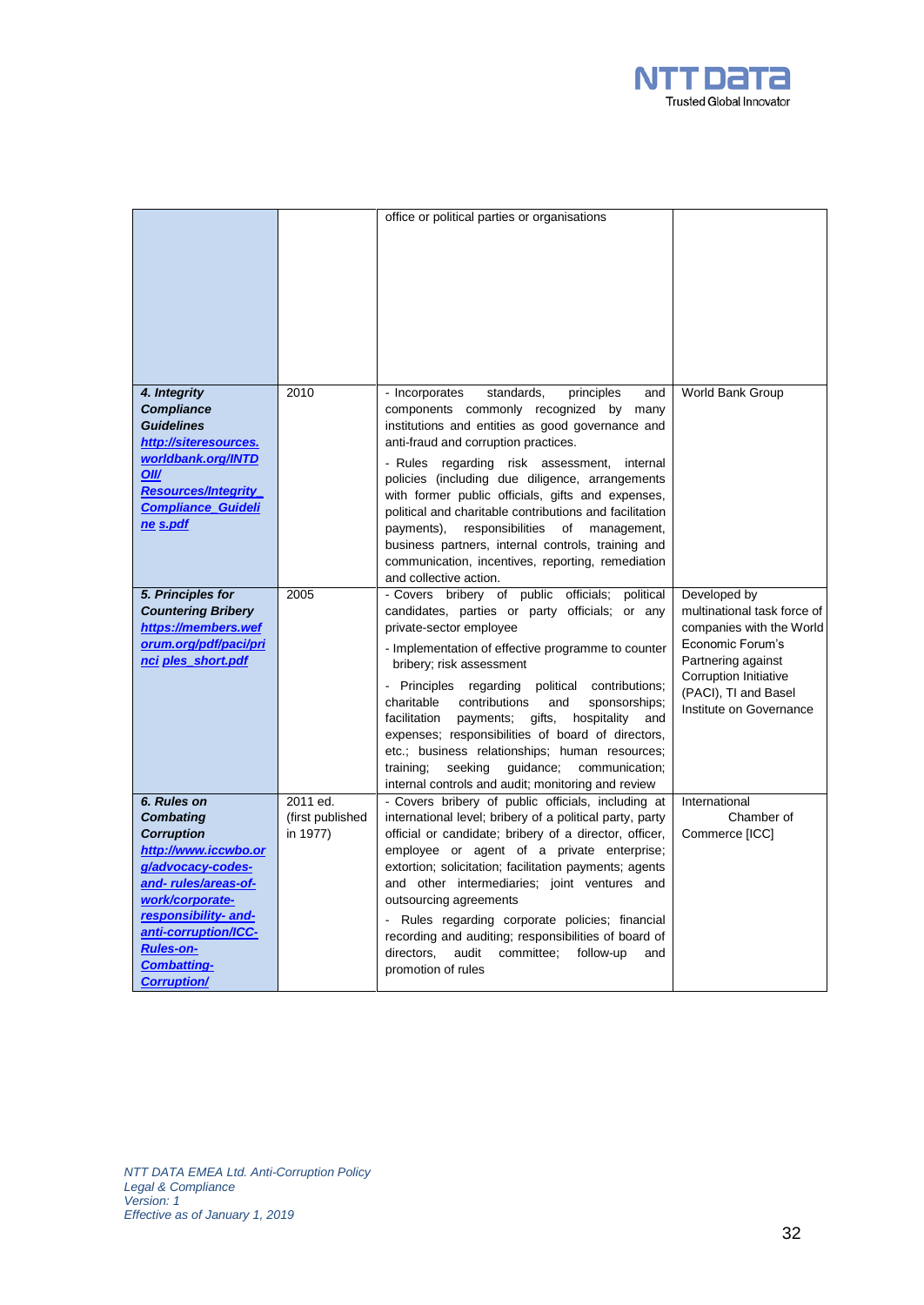| | | | |
|---|---|---|---|
| | | office or political parties or organisations | |
| ***4. Integrity Compliance Guidelines*** ***http://siteresources.worldbank.org/INTDOII/Resources/Integrity_Compliance_Guideline s.pdf*** | 2010 | - Incorporates standards, principles and components commonly recognized by many institutions and entities as good governance and anti-fraud and corruption practices.<br>- Rules regarding risk assessment, internal policies (including due diligence, arrangements with former public officials, gifts and expenses, political and charitable contributions and facilitation payments), responsibilities of management, business partners, internal controls, training and communication, incentives, reporting, remediation and collective action. | World Bank Group |
| ***5. Principles for Countering Bribery*** ***https://members.weforum.org/pdf/paci/princi ples_short.pdf*** | 2005 | - Covers bribery of public officials; political candidates, parties or party officials; or any private-sector employee<br>- Implementation of effective programme to counter bribery; risk assessment<br>- Principles regarding political contributions; charitable contributions and sponsorships; facilitation payments; gifts, hospitality and expenses; responsibilities of board of directors, etc.; business relationships; human resources; training; seeking guidance; communication; internal controls and audit; monitoring and review | Developed by multinational task force of companies with the World Economic Forum's Partnering against Corruption Initiative (PACI), TI and Basel Institute on Governance |
| ***6. Rules on Combating Corruption*** ***http://www.iccwbo.org/advocacy-codes-and- rules/areas-of-work/corporate-responsibility- and-anti-corruption/ICC-Rules-on-Combatting-Corruption/*** | 2011 ed. (first published in 1977) | - Covers bribery of public officials, including at international level; bribery of a political party, party official or candidate; bribery of a director, officer, employee or agent of a private enterprise; extortion; solicitation; facilitation payments; agents and other intermediaries; joint ventures and outsourcing agreements<br>- Rules regarding corporate policies; financial recording and auditing; responsibilities of board of directors, audit committee; follow-up and promotion of rules | International Chamber of Commerce [ICC] |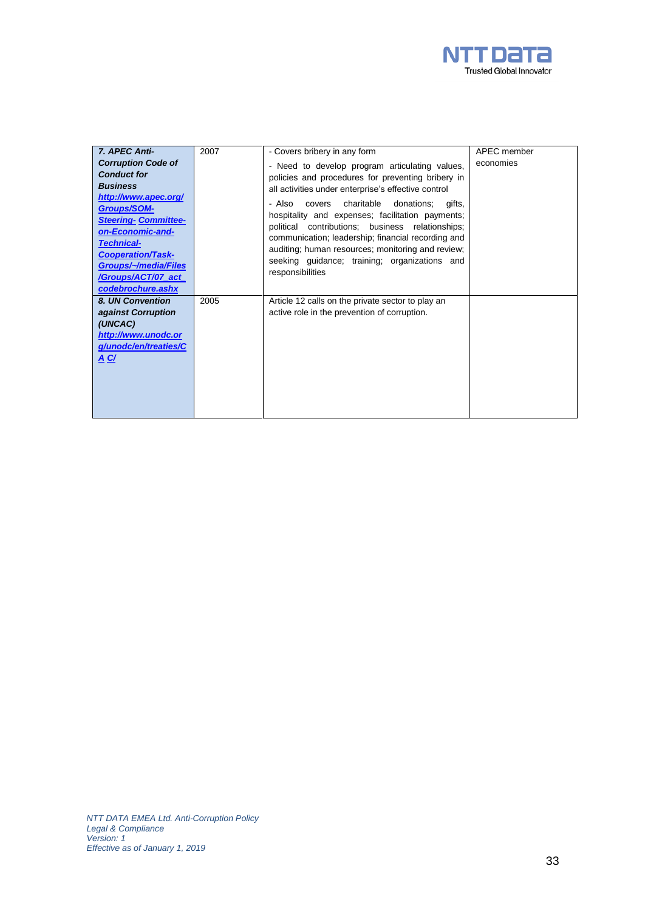| | | | |
|---|---|---|---|
| ***7. APEC Anti-Corruption Code of Conduct for Business*** ***http://www.apec.org/Groups/SOM-Steering- Committee-on-Economic-and-Technical-Cooperation/Task-Groups/~/media/Files/Groups/ACT/07_act_codebrochure.ashx*** | 2007 | - Covers bribery in any form<br>- Need to develop program articulating values, policies and procedures for preventing bribery in all activities under enterprise's effective control<br>- Also covers charitable donations; gifts, hospitality and expenses; facilitation payments; political contributions; business relationships; communication; leadership; financial recording and auditing; human resources; monitoring and review; seeking guidance; training; organizations and responsibilities | APEC member economies |
| ***8. UN Convention against Corruption (UNCAC)*** ***http://www.unodc.org/unodc/en/treaties/CA C/*** | 2005 | Article 12 calls on the private sector to play an active role in the prevention of corruption. | |

*NTT DATA EMEA Ltd. Anti-Corruption Policy*
*Legal & Compliance*
*Version: 1*
*Effective as of January 1, 2019*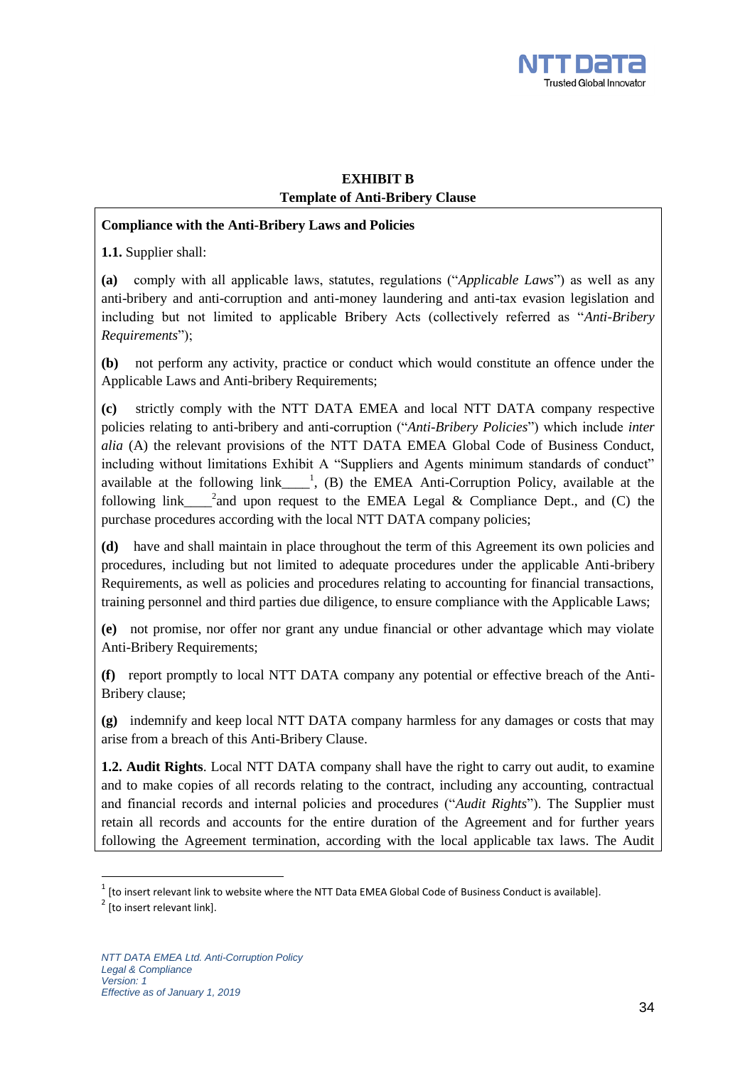**EXHIBIT B**
**Template of Anti-Bribery Clause**

**Compliance with the Anti-Bribery Laws and Policies**

**1.1.** Supplier shall:

**(a)** comply with all applicable laws, statutes, regulations ("*Applicable Laws*") as well as any anti-bribery and anti-corruption and anti-money laundering and anti-tax evasion legislation and including but not limited to applicable Bribery Acts (collectively referred as "*Anti-Bribery Requirements*");

**(b)** not perform any activity, practice or conduct which would constitute an offence under the Applicable Laws and Anti-bribery Requirements;

**(c)** strictly comply with the NTT DATA EMEA and local NTT DATA company respective policies relating to anti-bribery and anti-corruption ("*Anti-Bribery Policies*") which include *inter alia* (A) the relevant provisions of the NTT DATA EMEA Global Code of Business Conduct, including without limitations Exhibit A "Suppliers and Agents minimum standards of conduct" available at the following link____[1], (B) the EMEA Anti-Corruption Policy, available at the following link____[2]and upon request to the EMEA Legal & Compliance Dept., and (C) the purchase procedures according with the local NTT DATA company policies;

**(d)** have and shall maintain in place throughout the term of this Agreement its own policies and procedures, including but not limited to adequate procedures under the applicable Anti-bribery Requirements, as well as policies and procedures relating to accounting for financial transactions, training personnel and third parties due diligence, to ensure compliance with the Applicable Laws;

**(e)** not promise, nor offer nor grant any undue financial or other advantage which may violate Anti-Bribery Requirements;

**(f)** report promptly to local NTT DATA company any potential or effective breach of the Anti-Bribery clause;

**(g)** indemnify and keep local NTT DATA company harmless for any damages or costs that may arise from a breach of this Anti-Bribery Clause.

**1.2. Audit Rights**. Local NTT DATA company shall have the right to carry out audit, to examine and to make copies of all records relating to the contract, including any accounting, contractual and financial records and internal policies and procedures ("*Audit Rights*"). The Supplier must retain all records and accounts for the entire duration of the Agreement and for further years following the Agreement termination, according with the local applicable tax laws. The Audit

---

[1] [to insert relevant link to website where the NTT Data EMEA Global Code of Business Conduct is available].

[2] [to insert relevant link].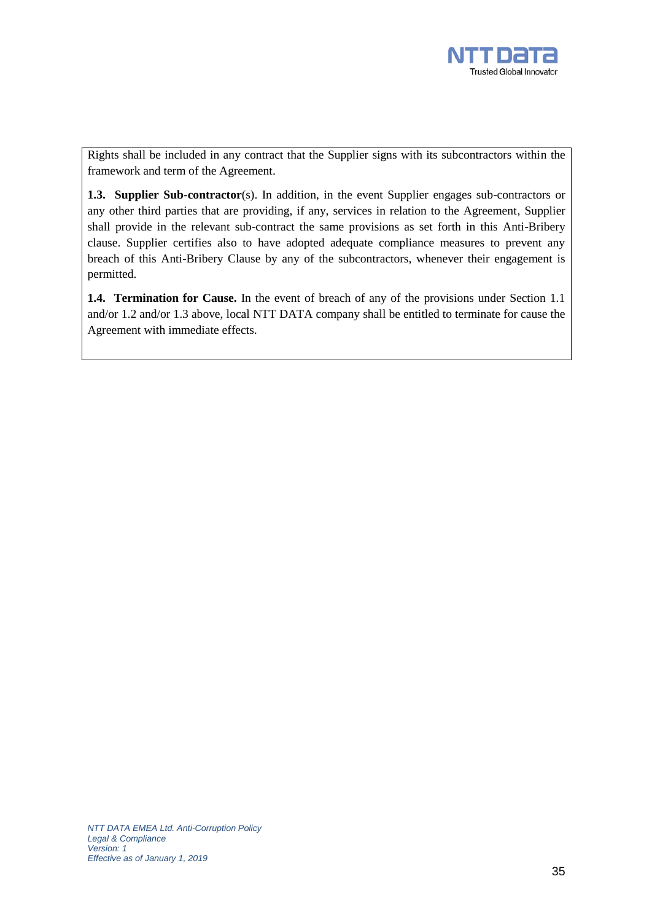Rights shall be included in any contract that the Supplier signs with its subcontractors within the framework and term of the Agreement.

**1.3. Supplier Sub-contractor**(s). In addition, in the event Supplier engages sub-contractors or any other third parties that are providing, if any, services in relation to the Agreement, Supplier shall provide in the relevant sub-contract the same provisions as set forth in this Anti-Bribery clause. Supplier certifies also to have adopted adequate compliance measures to prevent any breach of this Anti-Bribery Clause by any of the subcontractors, whenever their engagement is permitted.

**1.4. Termination for Cause.** In the event of breach of any of the provisions under Section 1.1 and/or 1.2 and/or 1.3 above, local NTT DATA company shall be entitled to terminate for cause the Agreement with immediate effects.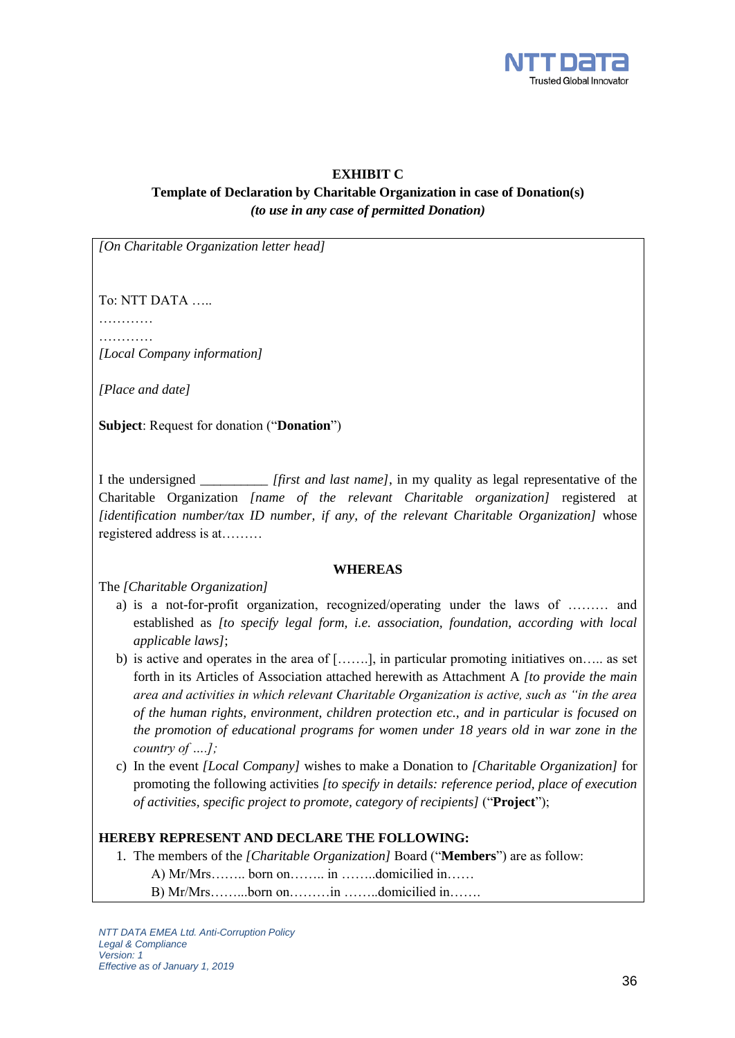**EXHIBIT C**

**Template of Declaration by Charitable Organization in case of Donation(s)**

***(to use in any case of permitted Donation)***

*[On Charitable Organization letter head]*

To: NTT DATA …..
…………
…………
*[Local Company information]*

*[Place and date]*

**Subject**: Request for donation ("**Donation**")

I the undersigned __________ *[first and last name]*, in my quality as legal representative of the Charitable Organization *[name of the relevant Charitable organization]* registered at *[identification number/tax ID number, if any, of the relevant Charitable Organization]* whose registered address is at………

**WHEREAS**

The *[Charitable Organization]*

a) is a not-for-profit organization, recognized/operating under the laws of ……… and established as *[to specify legal form, i.e. association, foundation, according with local applicable laws]*;
b) is active and operates in the area of […….], in particular promoting initiatives on….. as set forth in its Articles of Association attached herewith as Attachment A *[to provide the main area and activities in which relevant Charitable Organization is active, such as "in the area of the human rights, environment, children protection etc., and in particular is focused on the promotion of educational programs for women under 18 years old in war zone in the country of ….];*
c) In the event *[Local Company]* wishes to make a Donation to *[Charitable Organization]* for promoting the following activities *[to specify in details: reference period, place of execution of activities, specific project to promote, category of recipients]* ("**Project**");

**HEREBY REPRESENT AND DECLARE THE FOLLOWING:**

1. The members of the *[Charitable Organization]* Board ("**Members**") are as follow:
   A) Mr/Mrs…….. born on…….. in ……..domicilied in……
   B) Mr/Mrs……...born on………in ……..domicilied in…….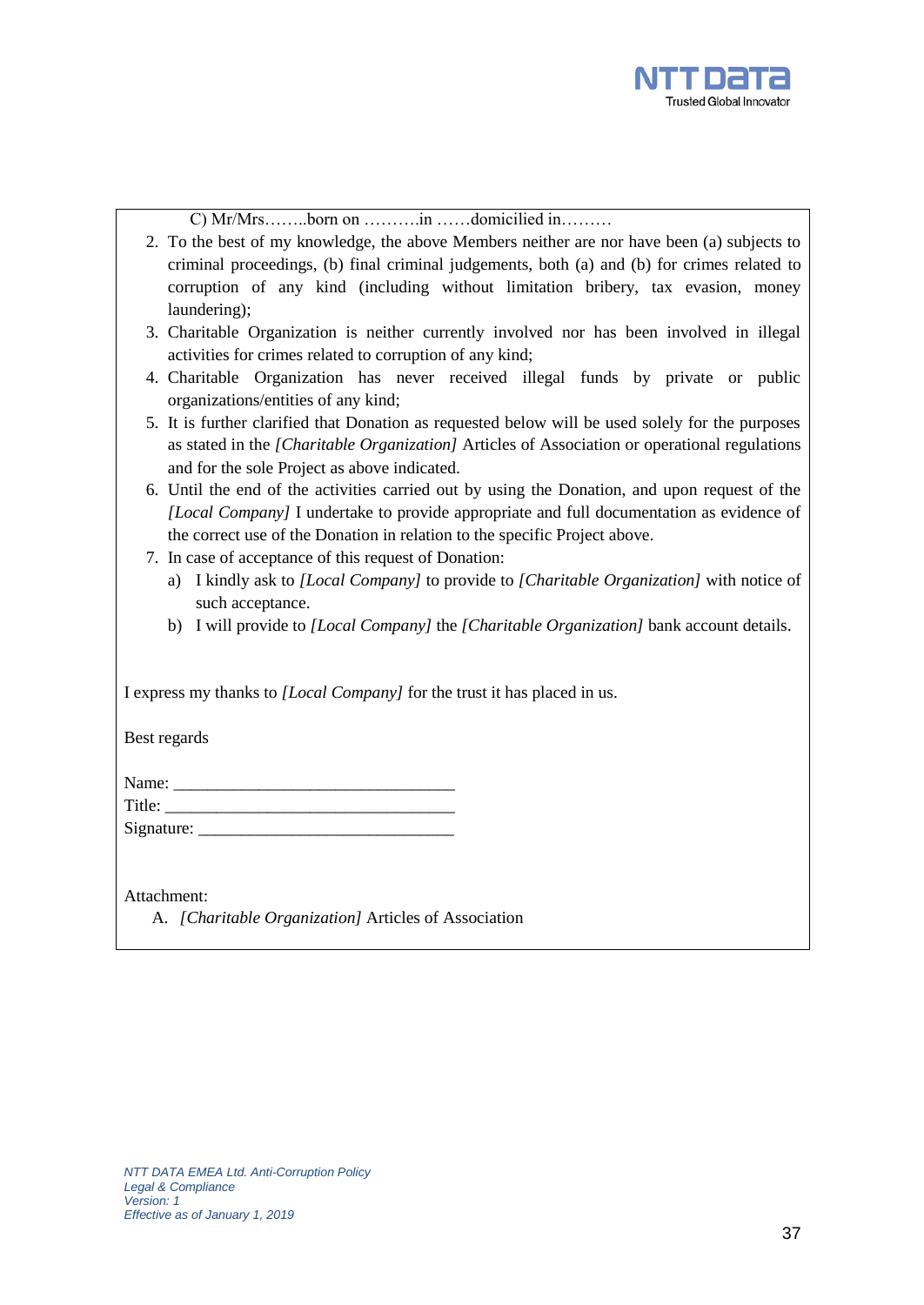C) Mr/Mrs……..born on ……….in ……domiciled in………

2. To the best of my knowledge, the above Members neither are nor have been (a) subjects to criminal proceedings, (b) final criminal judgements, both (a) and (b) for crimes related to corruption of any kind (including without limitation bribery, tax evasion, money laundering);
3. Charitable Organization is neither currently involved nor has been involved in illegal activities for crimes related to corruption of any kind;
4. Charitable Organization has never received illegal funds by private or public organizations/entities of any kind;
5. It is further clarified that Donation as requested below will be used solely for the purposes as stated in the *[Charitable Organization]* Articles of Association or operational regulations and for the sole Project as above indicated.
6. Until the end of the activities carried out by using the Donation, and upon request of the *[Local Company]* I undertake to provide appropriate and full documentation as evidence of the correct use of the Donation in relation to the specific Project above.
7. In case of acceptance of this request of Donation:
   a) I kindly ask to *[Local Company]* to provide to *[Charitable Organization]* with notice of such acceptance.
   b) I will provide to *[Local Company]* the *[Charitable Organization]* bank account details.

I express my thanks to *[Local Company]* for the trust it has placed in us.

Best regards

Name: ________________________________
Title: _________________________________
Signature: _____________________________

Attachment:

A. *[Charitable Organization]* Articles of Association

*NTT DATA EMEA Ltd. Anti-Corruption Policy*
*Legal & Compliance*
*Version: 1*
*Effective as of January 1, 2019*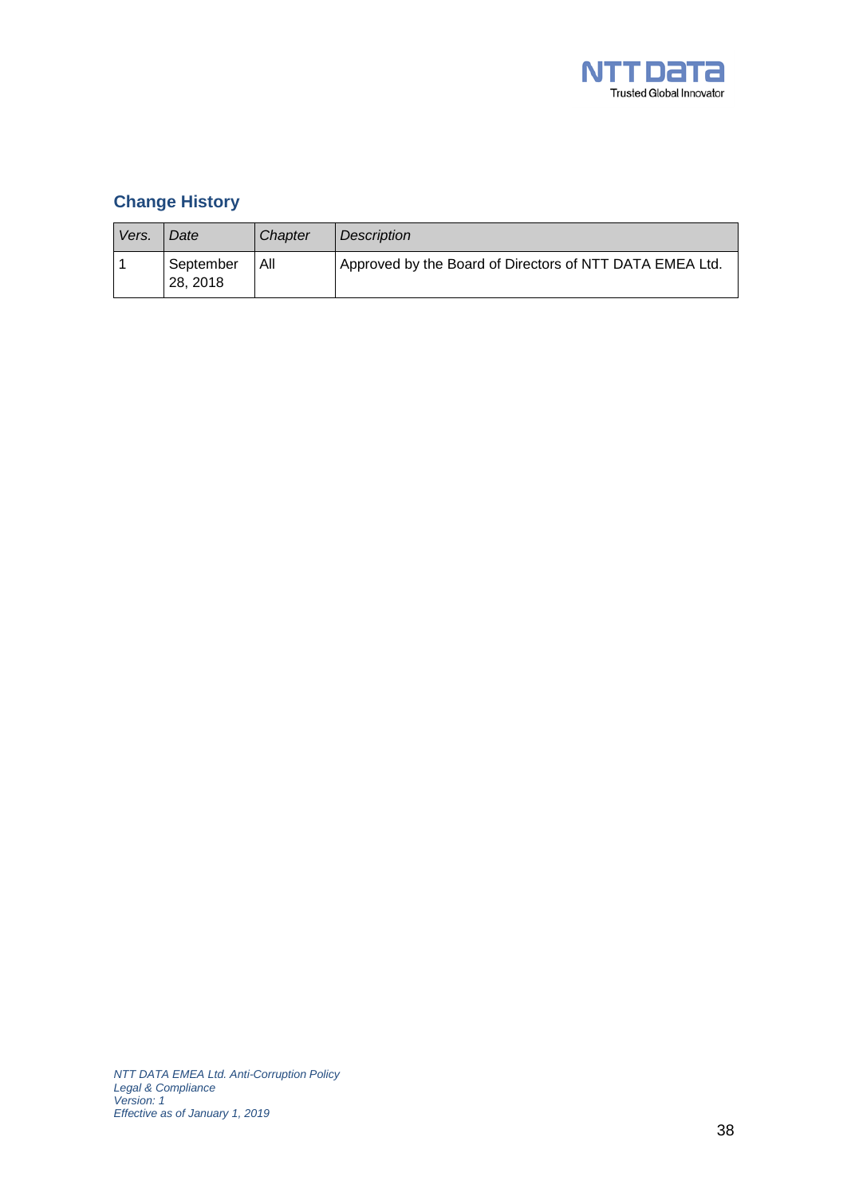## Change History

| *Vers.* | *Date* | *Chapter* | *Description* |
| --- | --- | --- | --- |
| 1 | September 28, 2018 | All | Approved by the Board of Directors of NTT DATA EMEA Ltd. |